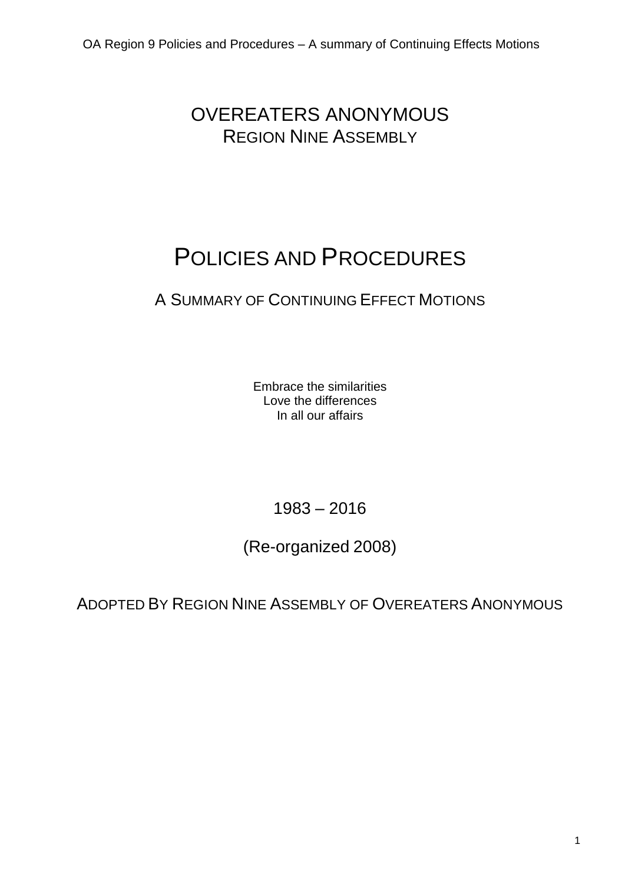# OVEREATERS ANONYMOUS

## REGION NINE ASSEMBLY

# POLICIES AND PROCEDURES

## A SUMMARY OF CONTINUING EFFECT MOTIONS

Embrace the similarities
Love the differences
In all our affairs

1983 – 2016

(Re-organized 2008)

ADOPTED BY REGION NINE ASSEMBLY OF OVEREATERS ANONYMOUS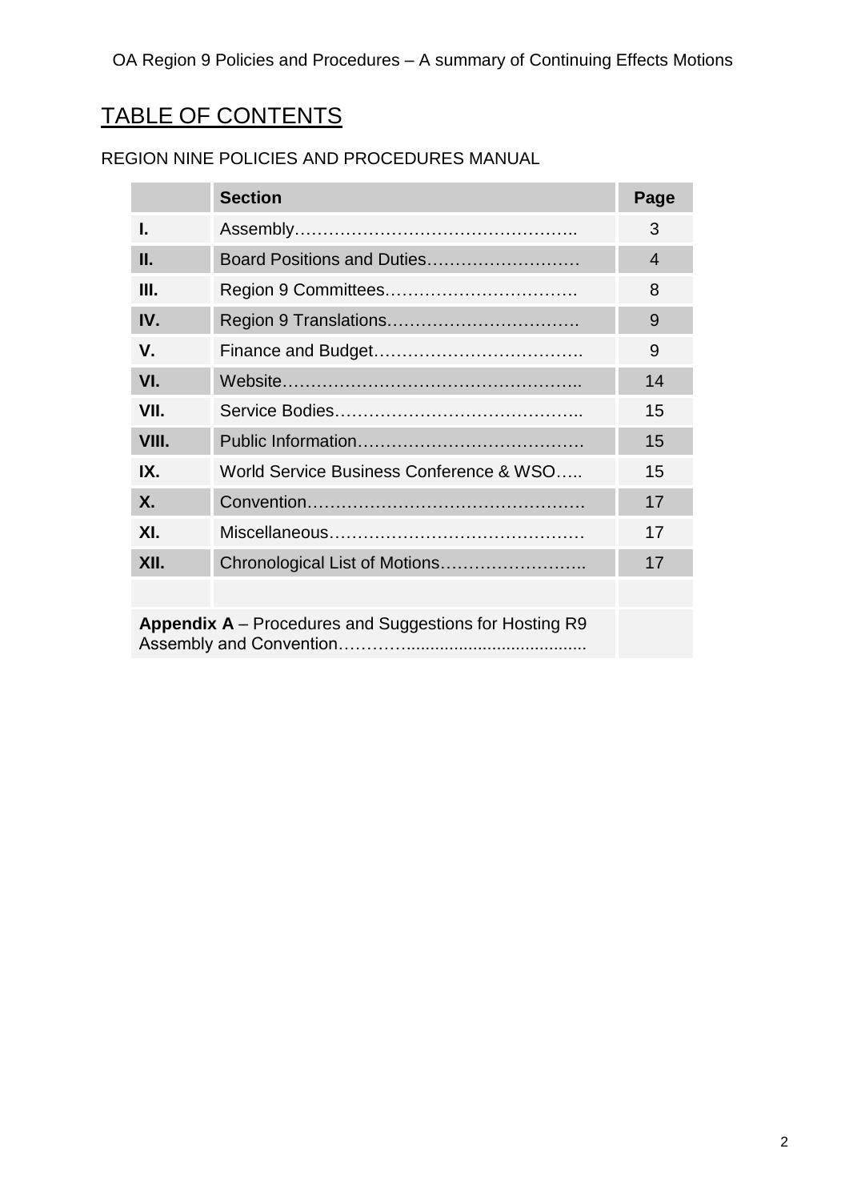# TABLE OF CONTENTS

REGION NINE POLICIES AND PROCEDURES MANUAL

| | Section | Page |
|---|---|---|
| I. | Assembly………………………………………….. | 3 |
| II. | Board Positions and Duties……………………… | 4 |
| III. | Region 9 Committees……………………………. | 8 |
| IV. | Region 9 Translations……………………………. | 9 |
| V. | Finance and Budget………………………………. | 9 |
| VI. | Website…………………………………………….. | 14 |
| VII. | Service Bodies…………………………………….. | 15 |
| VIII. | Public Information………………………………… | 15 |
| IX. | World Service Business Conference & WSO….. | 15 |
| X. | Convention…………………………………………. | 17 |
| XI. | Miscellaneous……………………………………… | 17 |
| XII. | Chronological List of Motions…………………….. | 17 |
| | | |
| **Appendix A** – Procedures and Suggestions for Hosting R9 Assembly and Convention……………...................................... | | |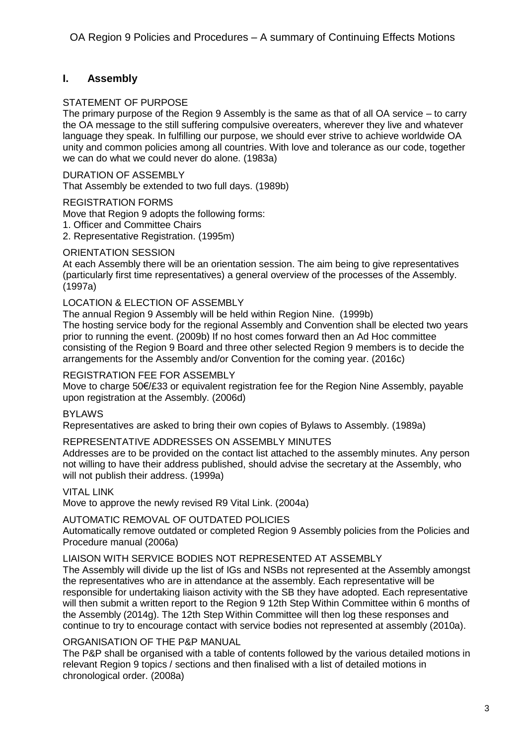## I. Assembly

STATEMENT OF PURPOSE

The primary purpose of the Region 9 Assembly is the same as that of all OA service – to carry the OA message to the still suffering compulsive overeaters, wherever they live and whatever language they speak. In fulfilling our purpose, we should ever strive to achieve worldwide OA unity and common policies among all countries. With love and tolerance as our code, together we can do what we could never do alone. (1983a)

DURATION OF ASSEMBLY

That Assembly be extended to two full days. (1989b)

REGISTRATION FORMS

Move that Region 9 adopts the following forms:

1. Officer and Committee Chairs
2. Representative Registration. (1995m)

ORIENTATION SESSION

At each Assembly there will be an orientation session. The aim being to give representatives (particularly first time representatives) a general overview of the processes of the Assembly. (1997a)

LOCATION & ELECTION OF ASSEMBLY

The annual Region 9 Assembly will be held within Region Nine. (1999b)
The hosting service body for the regional Assembly and Convention shall be elected two years prior to running the event. (2009b) If no host comes forward then an Ad Hoc committee consisting of the Region 9 Board and three other selected Region 9 members is to decide the arrangements for the Assembly and/or Convention for the coming year. (2016c)

REGISTRATION FEE FOR ASSEMBLY

Move to charge 50€/£33 or equivalent registration fee for the Region Nine Assembly, payable upon registration at the Assembly. (2006d)

BYLAWS

Representatives are asked to bring their own copies of Bylaws to Assembly. (1989a)

REPRESENTATIVE ADDRESSES ON ASSEMBLY MINUTES

Addresses are to be provided on the contact list attached to the assembly minutes. Any person not willing to have their address published, should advise the secretary at the Assembly, who will not publish their address. (1999a)

VITAL LINK

Move to approve the newly revised R9 Vital Link. (2004a)

AUTOMATIC REMOVAL OF OUTDATED POLICIES

Automatically remove outdated or completed Region 9 Assembly policies from the Policies and Procedure manual (2006a)

LIAISON WITH SERVICE BODIES NOT REPRESENTED AT ASSEMBLY

The Assembly will divide up the list of IGs and NSBs not represented at the Assembly amongst the representatives who are in attendance at the assembly. Each representative will be responsible for undertaking liaison activity with the SB they have adopted. Each representative will then submit a written report to the Region 9 12th Step Within Committee within 6 months of the Assembly (2014g). The 12th Step Within Committee will then log these responses and continue to try to encourage contact with service bodies not represented at assembly (2010a).

ORGANISATION OF THE P&P MANUAL

The P&P shall be organised with a table of contents followed by the various detailed motions in relevant Region 9 topics / sections and then finalised with a list of detailed motions in chronological order. (2008a)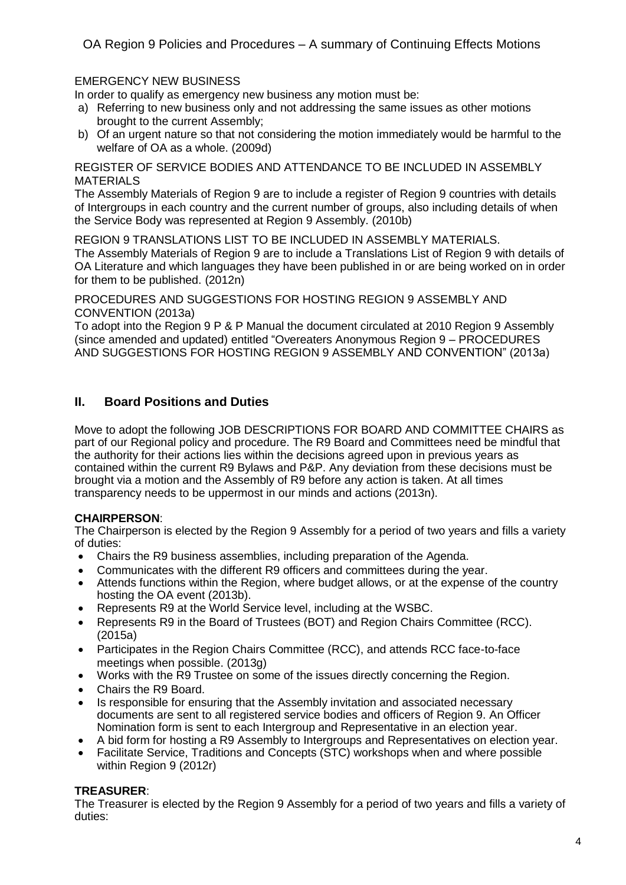EMERGENCY NEW BUSINESS

In order to qualify as emergency new business any motion must be:

a) Referring to new business only and not addressing the same issues as other motions brought to the current Assembly;
b) Of an urgent nature so that not considering the motion immediately would be harmful to the welfare of OA as a whole. (2009d)

REGISTER OF SERVICE BODIES AND ATTENDANCE TO BE INCLUDED IN ASSEMBLY MATERIALS

The Assembly Materials of Region 9 are to include a register of Region 9 countries with details of Intergroups in each country and the current number of groups, also including details of when the Service Body was represented at Region 9 Assembly. (2010b)

REGION 9 TRANSLATIONS LIST TO BE INCLUDED IN ASSEMBLY MATERIALS.

The Assembly Materials of Region 9 are to include a Translations List of Region 9 with details of OA Literature and which languages they have been published in or are being worked on in order for them to be published. (2012n)

PROCEDURES AND SUGGESTIONS FOR HOSTING REGION 9 ASSEMBLY AND CONVENTION (2013a)

To adopt into the Region 9 P & P Manual the document circulated at 2010 Region 9 Assembly (since amended and updated) entitled "Overeaters Anonymous Region 9 – PROCEDURES AND SUGGESTIONS FOR HOSTING REGION 9 ASSEMBLY AND CONVENTION" (2013a)

## II. Board Positions and Duties

Move to adopt the following JOB DESCRIPTIONS FOR BOARD AND COMMITTEE CHAIRS as part of our Regional policy and procedure. The R9 Board and Committees need be mindful that the authority for their actions lies within the decisions agreed upon in previous years as contained within the current R9 Bylaws and P&P. Any deviation from these decisions must be brought via a motion and the Assembly of R9 before any action is taken. At all times transparency needs to be uppermost in our minds and actions (2013n).

**CHAIRPERSON**:

The Chairperson is elected by the Region 9 Assembly for a period of two years and fills a variety of duties:

- Chairs the R9 business assemblies, including preparation of the Agenda.
- Communicates with the different R9 officers and committees during the year.
- Attends functions within the Region, where budget allows, or at the expense of the country hosting the OA event (2013b).
- Represents R9 at the World Service level, including at the WSBC.
- Represents R9 in the Board of Trustees (BOT) and Region Chairs Committee (RCC). (2015a)
- Participates in the Region Chairs Committee (RCC), and attends RCC face-to-face meetings when possible. (2013g)
- Works with the R9 Trustee on some of the issues directly concerning the Region.
- Chairs the R9 Board.
- Is responsible for ensuring that the Assembly invitation and associated necessary documents are sent to all registered service bodies and officers of Region 9. An Officer Nomination form is sent to each Intergroup and Representative in an election year.
- A bid form for hosting a R9 Assembly to Intergroups and Representatives on election year.
- Facilitate Service, Traditions and Concepts (STC) workshops when and where possible within Region 9 (2012r)

**TREASURER**:

The Treasurer is elected by the Region 9 Assembly for a period of two years and fills a variety of duties: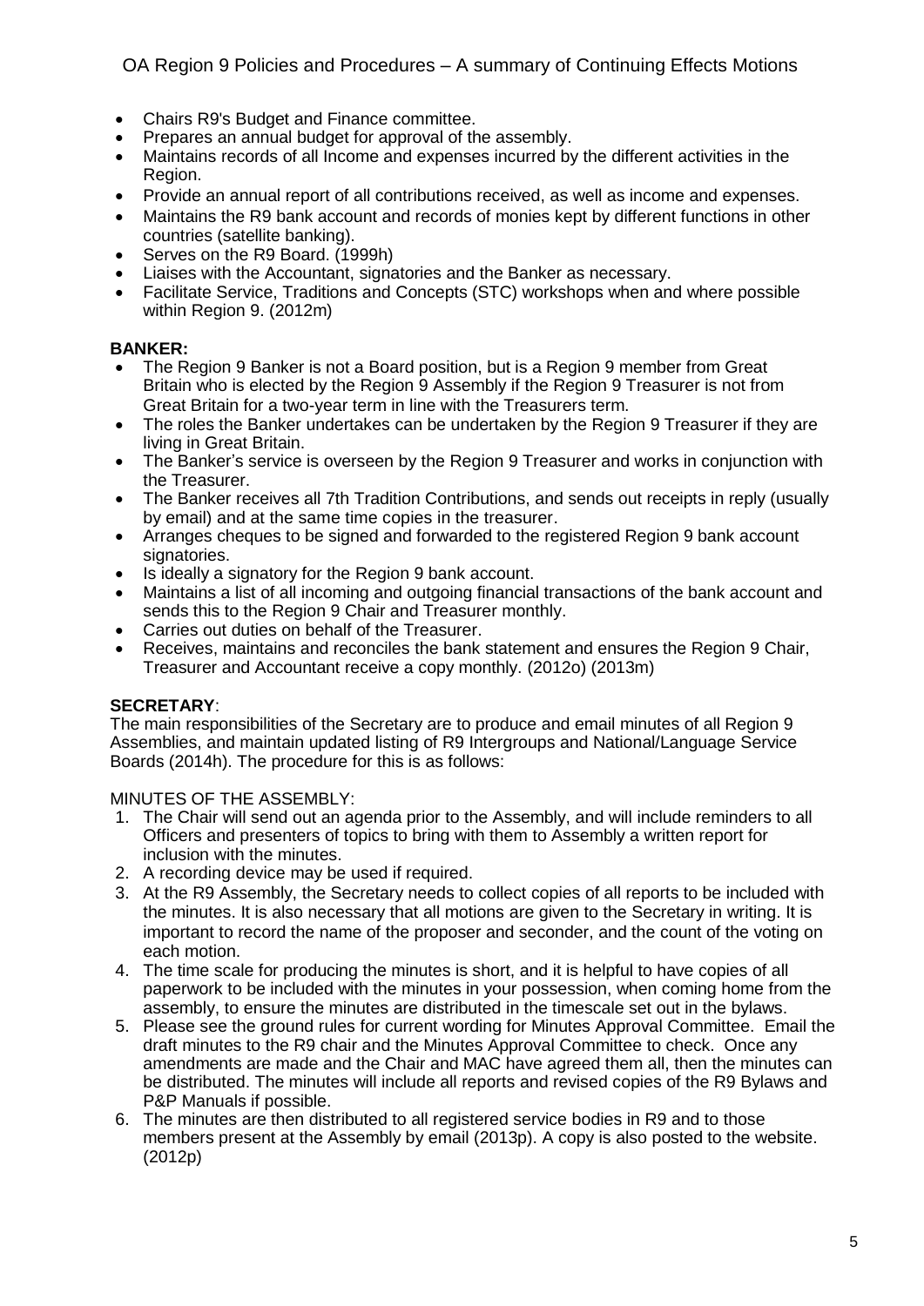- Chairs R9's Budget and Finance committee.
- Prepares an annual budget for approval of the assembly.
- Maintains records of all Income and expenses incurred by the different activities in the Region.
- Provide an annual report of all contributions received, as well as income and expenses.
- Maintains the R9 bank account and records of monies kept by different functions in other countries (satellite banking).
- Serves on the R9 Board. (1999h)
- Liaises with the Accountant, signatories and the Banker as necessary.
- Facilitate Service, Traditions and Concepts (STC) workshops when and where possible within Region 9. (2012m)

**BANKER:**

- The Region 9 Banker is not a Board position, but is a Region 9 member from Great Britain who is elected by the Region 9 Assembly if the Region 9 Treasurer is not from Great Britain for a two-year term in line with the Treasurers term.
- The roles the Banker undertakes can be undertaken by the Region 9 Treasurer if they are living in Great Britain.
- The Banker's service is overseen by the Region 9 Treasurer and works in conjunction with the Treasurer.
- The Banker receives all 7th Tradition Contributions, and sends out receipts in reply (usually by email) and at the same time copies in the treasurer.
- Arranges cheques to be signed and forwarded to the registered Region 9 bank account signatories.
- Is ideally a signatory for the Region 9 bank account.
- Maintains a list of all incoming and outgoing financial transactions of the bank account and sends this to the Region 9 Chair and Treasurer monthly.
- Carries out duties on behalf of the Treasurer.
- Receives, maintains and reconciles the bank statement and ensures the Region 9 Chair, Treasurer and Accountant receive a copy monthly. (2012o) (2013m)

**SECRETARY**:

The main responsibilities of the Secretary are to produce and email minutes of all Region 9 Assemblies, and maintain updated listing of R9 Intergroups and National/Language Service Boards (2014h). The procedure for this is as follows:

MINUTES OF THE ASSEMBLY:

1. The Chair will send out an agenda prior to the Assembly, and will include reminders to all Officers and presenters of topics to bring with them to Assembly a written report for inclusion with the minutes.
2. A recording device may be used if required.
3. At the R9 Assembly, the Secretary needs to collect copies of all reports to be included with the minutes. It is also necessary that all motions are given to the Secretary in writing. It is important to record the name of the proposer and seconder, and the count of the voting on each motion.
4. The time scale for producing the minutes is short, and it is helpful to have copies of all paperwork to be included with the minutes in your possession, when coming home from the assembly, to ensure the minutes are distributed in the timescale set out in the bylaws.
5. Please see the ground rules for current wording for Minutes Approval Committee. Email the draft minutes to the R9 chair and the Minutes Approval Committee to check. Once any amendments are made and the Chair and MAC have agreed them all, then the minutes can be distributed. The minutes will include all reports and revised copies of the R9 Bylaws and P&P Manuals if possible.
6. The minutes are then distributed to all registered service bodies in R9 and to those members present at the Assembly by email (2013p). A copy is also posted to the website. (2012p)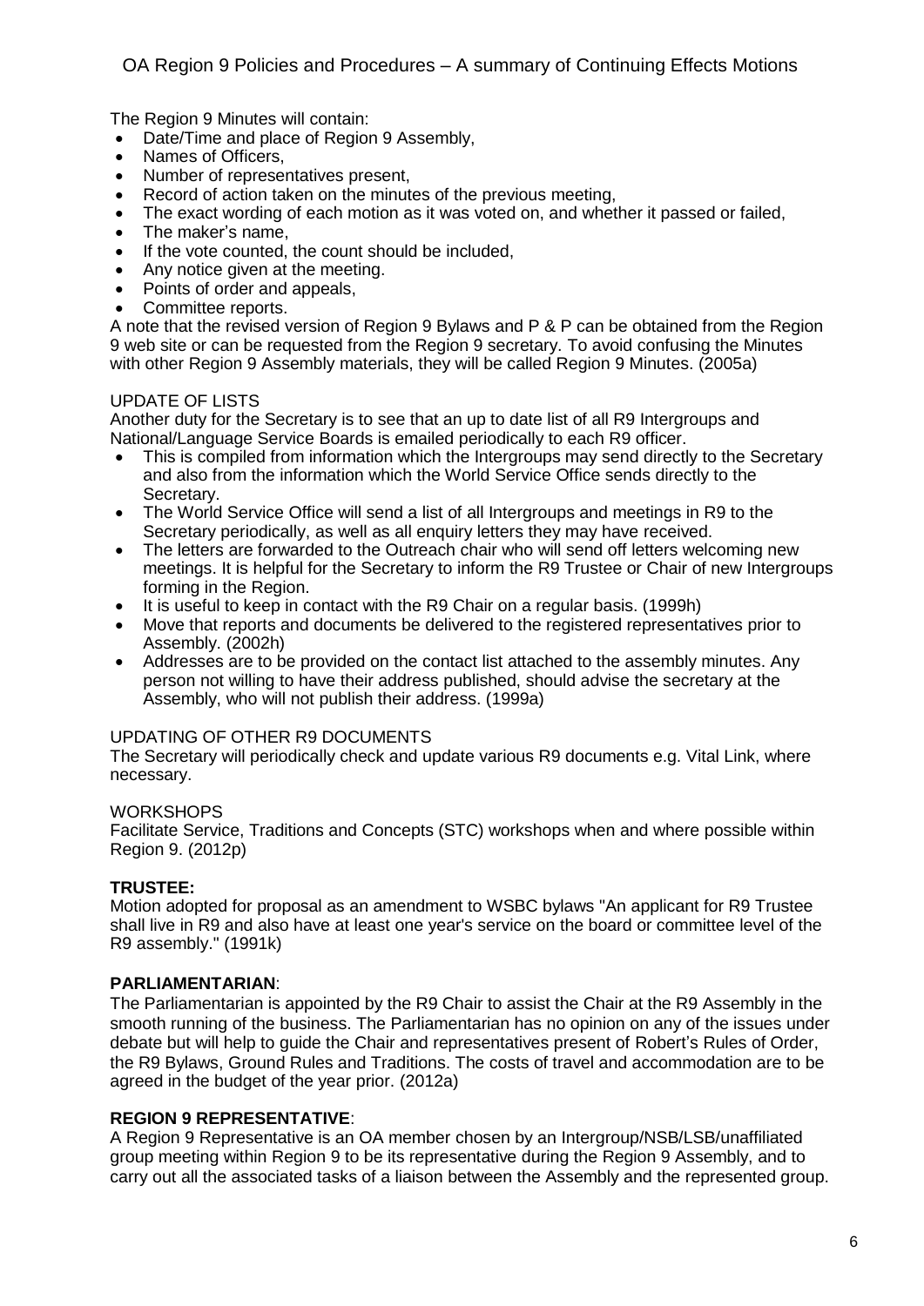The Region 9 Minutes will contain:

- Date/Time and place of Region 9 Assembly,
- Names of Officers,
- Number of representatives present,
- Record of action taken on the minutes of the previous meeting,
- The exact wording of each motion as it was voted on, and whether it passed or failed,
- The maker's name,
- If the vote counted, the count should be included,
- Any notice given at the meeting.
- Points of order and appeals,
- Committee reports.

A note that the revised version of Region 9 Bylaws and P & P can be obtained from the Region 9 web site or can be requested from the Region 9 secretary. To avoid confusing the Minutes with other Region 9 Assembly materials, they will be called Region 9 Minutes. (2005a)

UPDATE OF LISTS

Another duty for the Secretary is to see that an up to date list of all R9 Intergroups and National/Language Service Boards is emailed periodically to each R9 officer.

- This is compiled from information which the Intergroups may send directly to the Secretary and also from the information which the World Service Office sends directly to the Secretary.
- The World Service Office will send a list of all Intergroups and meetings in R9 to the Secretary periodically, as well as all enquiry letters they may have received.
- The letters are forwarded to the Outreach chair who will send off letters welcoming new meetings. It is helpful for the Secretary to inform the R9 Trustee or Chair of new Intergroups forming in the Region.
- It is useful to keep in contact with the R9 Chair on a regular basis. (1999h)
- Move that reports and documents be delivered to the registered representatives prior to Assembly. (2002h)
- Addresses are to be provided on the contact list attached to the assembly minutes. Any person not willing to have their address published, should advise the secretary at the Assembly, who will not publish their address. (1999a)

UPDATING OF OTHER R9 DOCUMENTS

The Secretary will periodically check and update various R9 documents e.g. Vital Link, where necessary.

WORKSHOPS

Facilitate Service, Traditions and Concepts (STC) workshops when and where possible within Region 9. (2012p)

**TRUSTEE:**

Motion adopted for proposal as an amendment to WSBC bylaws "An applicant for R9 Trustee shall live in R9 and also have at least one year's service on the board or committee level of the R9 assembly." (1991k)

**PARLIAMENTARIAN**:

The Parliamentarian is appointed by the R9 Chair to assist the Chair at the R9 Assembly in the smooth running of the business. The Parliamentarian has no opinion on any of the issues under debate but will help to guide the Chair and representatives present of Robert's Rules of Order, the R9 Bylaws, Ground Rules and Traditions. The costs of travel and accommodation are to be agreed in the budget of the year prior. (2012a)

**REGION 9 REPRESENTATIVE**:

A Region 9 Representative is an OA member chosen by an Intergroup/NSB/LSB/unaffiliated group meeting within Region 9 to be its representative during the Region 9 Assembly, and to carry out all the associated tasks of a liaison between the Assembly and the represented group.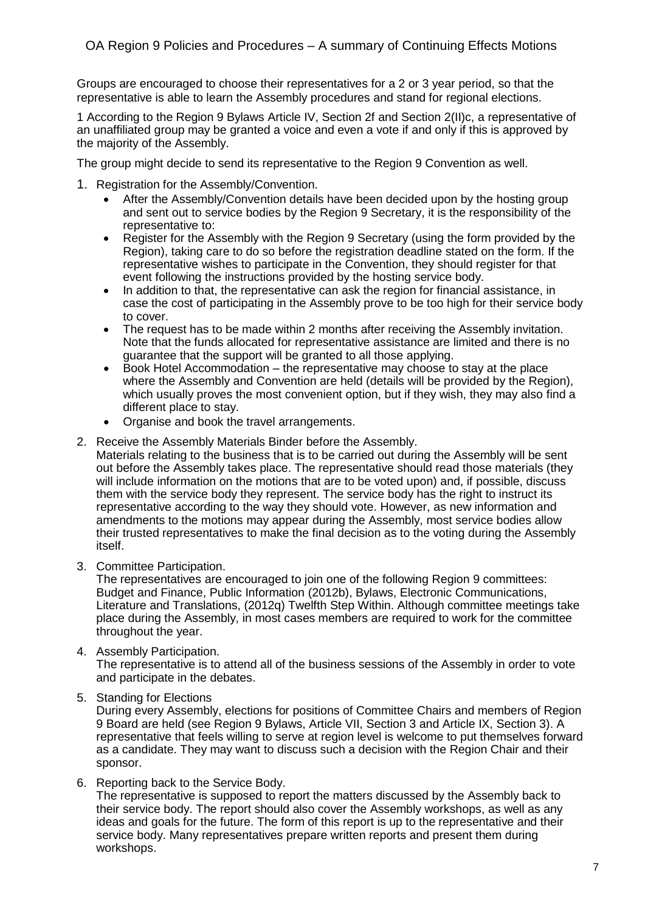Groups are encouraged to choose their representatives for a 2 or 3 year period, so that the representative is able to learn the Assembly procedures and stand for regional elections.

1 According to the Region 9 Bylaws Article IV, Section 2f and Section 2(II)c, a representative of an unaffiliated group may be granted a voice and even a vote if and only if this is approved by the majority of the Assembly.

The group might decide to send its representative to the Region 9 Convention as well.

1. Registration for the Assembly/Convention.
   - After the Assembly/Convention details have been decided upon by the hosting group and sent out to service bodies by the Region 9 Secretary, it is the responsibility of the representative to:
   - Register for the Assembly with the Region 9 Secretary (using the form provided by the Region), taking care to do so before the registration deadline stated on the form. If the representative wishes to participate in the Convention, they should register for that event following the instructions provided by the hosting service body.
   - In addition to that, the representative can ask the region for financial assistance, in case the cost of participating in the Assembly prove to be too high for their service body to cover.
   - The request has to be made within 2 months after receiving the Assembly invitation. Note that the funds allocated for representative assistance are limited and there is no guarantee that the support will be granted to all those applying.
   - Book Hotel Accommodation – the representative may choose to stay at the place where the Assembly and Convention are held (details will be provided by the Region), which usually proves the most convenient option, but if they wish, they may also find a different place to stay.
   - Organise and book the travel arrangements.
2. Receive the Assembly Materials Binder before the Assembly.
   Materials relating to the business that is to be carried out during the Assembly will be sent out before the Assembly takes place. The representative should read those materials (they will include information on the motions that are to be voted upon) and, if possible, discuss them with the service body they represent. The service body has the right to instruct its representative according to the way they should vote. However, as new information and amendments to the motions may appear during the Assembly, most service bodies allow their trusted representatives to make the final decision as to the voting during the Assembly itself.
3. Committee Participation.
   The representatives are encouraged to join one of the following Region 9 committees: Budget and Finance, Public Information (2012b), Bylaws, Electronic Communications, Literature and Translations, (2012q) Twelfth Step Within. Although committee meetings take place during the Assembly, in most cases members are required to work for the committee throughout the year.
4. Assembly Participation.
   The representative is to attend all of the business sessions of the Assembly in order to vote and participate in the debates.
5. Standing for Elections
   During every Assembly, elections for positions of Committee Chairs and members of Region 9 Board are held (see Region 9 Bylaws, Article VII, Section 3 and Article IX, Section 3). A representative that feels willing to serve at region level is welcome to put themselves forward as a candidate. They may want to discuss such a decision with the Region Chair and their sponsor.
6. Reporting back to the Service Body.
   The representative is supposed to report the matters discussed by the Assembly back to their service body. The report should also cover the Assembly workshops, as well as any ideas and goals for the future. The form of this report is up to the representative and their service body. Many representatives prepare written reports and present them during workshops.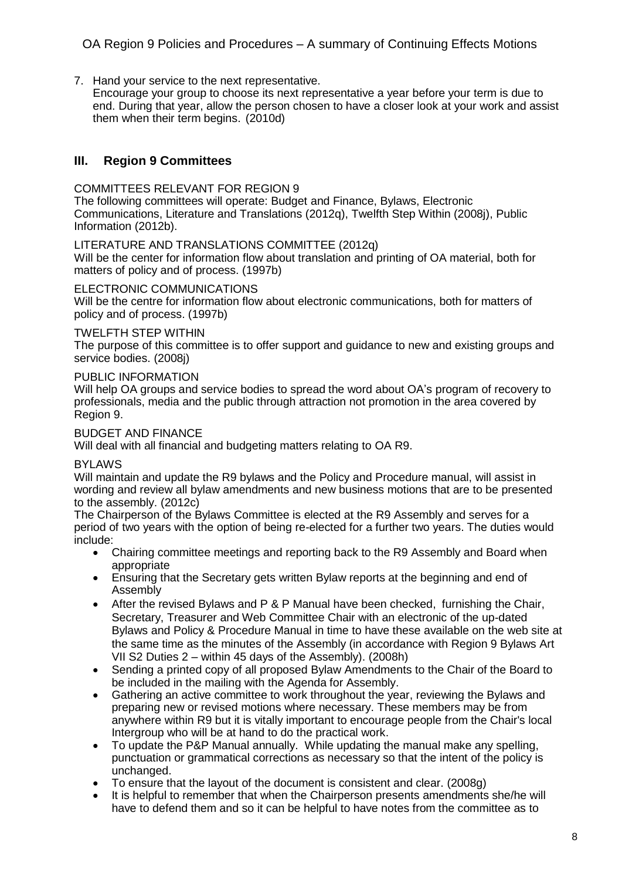7. Hand your service to the next representative.
   Encourage your group to choose its next representative a year before your term is due to end. During that year, allow the person chosen to have a closer look at your work and assist them when their term begins. (2010d)

## III. Region 9 Committees

COMMITTEES RELEVANT FOR REGION 9
The following committees will operate: Budget and Finance, Bylaws, Electronic Communications, Literature and Translations (2012q), Twelfth Step Within (2008j), Public Information (2012b).

LITERATURE AND TRANSLATIONS COMMITTEE (2012q)
Will be the center for information flow about translation and printing of OA material, both for matters of policy and of process. (1997b)

ELECTRONIC COMMUNICATIONS
Will be the centre for information flow about electronic communications, both for matters of policy and of process. (1997b)

TWELFTH STEP WITHIN
The purpose of this committee is to offer support and guidance to new and existing groups and service bodies. (2008j)

PUBLIC INFORMATION
Will help OA groups and service bodies to spread the word about OA's program of recovery to professionals, media and the public through attraction not promotion in the area covered by Region 9.

BUDGET AND FINANCE
Will deal with all financial and budgeting matters relating to OA R9.

BYLAWS
Will maintain and update the R9 bylaws and the Policy and Procedure manual, will assist in wording and review all bylaw amendments and new business motions that are to be presented to the assembly. (2012c)
The Chairperson of the Bylaws Committee is elected at the R9 Assembly and serves for a period of two years with the option of being re-elected for a further two years. The duties would include:

- Chairing committee meetings and reporting back to the R9 Assembly and Board when appropriate
- Ensuring that the Secretary gets written Bylaw reports at the beginning and end of Assembly
- After the revised Bylaws and P & P Manual have been checked, furnishing the Chair, Secretary, Treasurer and Web Committee Chair with an electronic of the up-dated Bylaws and Policy & Procedure Manual in time to have these available on the web site at the same time as the minutes of the Assembly (in accordance with Region 9 Bylaws Art VII S2 Duties 2 – within 45 days of the Assembly). (2008h)
- Sending a printed copy of all proposed Bylaw Amendments to the Chair of the Board to be included in the mailing with the Agenda for Assembly.
- Gathering an active committee to work throughout the year, reviewing the Bylaws and preparing new or revised motions where necessary. These members may be from anywhere within R9 but it is vitally important to encourage people from the Chair's local Intergroup who will be at hand to do the practical work.
- To update the P&P Manual annually. While updating the manual make any spelling, punctuation or grammatical corrections as necessary so that the intent of the policy is unchanged.
- To ensure that the layout of the document is consistent and clear. (2008g)
- It is helpful to remember that when the Chairperson presents amendments she/he will have to defend them and so it can be helpful to have notes from the committee as to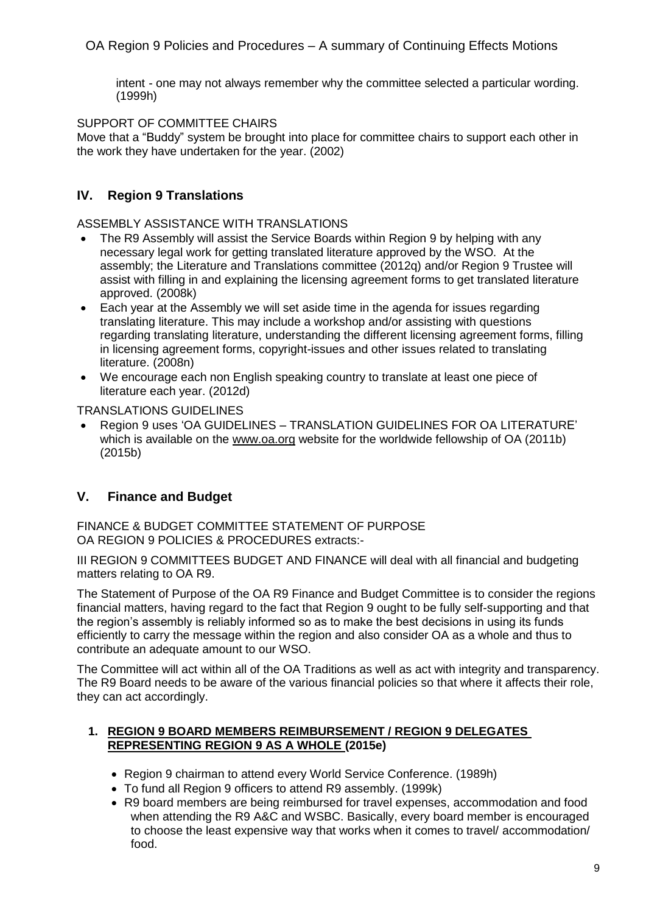intent - one may not always remember why the committee selected a particular wording. (1999h)

SUPPORT OF COMMITTEE CHAIRS

Move that a "Buddy" system be brought into place for committee chairs to support each other in the work they have undertaken for the year. (2002)

## IV. Region 9 Translations

ASSEMBLY ASSISTANCE WITH TRANSLATIONS

- The R9 Assembly will assist the Service Boards within Region 9 by helping with any necessary legal work for getting translated literature approved by the WSO. At the assembly; the Literature and Translations committee (2012q) and/or Region 9 Trustee will assist with filling in and explaining the licensing agreement forms to get translated literature approved. (2008k)
- Each year at the Assembly we will set aside time in the agenda for issues regarding translating literature. This may include a workshop and/or assisting with questions regarding translating literature, understanding the different licensing agreement forms, filling in licensing agreement forms, copyright-issues and other issues related to translating literature. (2008n)
- We encourage each non English speaking country to translate at least one piece of literature each year. (2012d)

TRANSLATIONS GUIDELINES

- Region 9 uses 'OA GUIDELINES – TRANSLATION GUIDELINES FOR OA LITERATURE' which is available on the www.oa.org website for the worldwide fellowship of OA (2011b) (2015b)

## V. Finance and Budget

FINANCE & BUDGET COMMITTEE STATEMENT OF PURPOSE
OA REGION 9 POLICIES & PROCEDURES extracts:-

III REGION 9 COMMITTEES BUDGET AND FINANCE will deal with all financial and budgeting matters relating to OA R9.

The Statement of Purpose of the OA R9 Finance and Budget Committee is to consider the regions financial matters, having regard to the fact that Region 9 ought to be fully self-supporting and that the region's assembly is reliably informed so as to make the best decisions in using its funds efficiently to carry the message within the region and also consider OA as a whole and thus to contribute an adequate amount to our WSO.

The Committee will act within all of the OA Traditions as well as act with integrity and transparency. The R9 Board needs to be aware of the various financial policies so that where it affects their role, they can act accordingly.

1. **REGION 9 BOARD MEMBERS REIMBURSEMENT / REGION 9 DELEGATES REPRESENTING REGION 9 AS A WHOLE (2015e)**
   - Region 9 chairman to attend every World Service Conference. (1989h)
   - To fund all Region 9 officers to attend R9 assembly. (1999k)
   - R9 board members are being reimbursed for travel expenses, accommodation and food when attending the R9 A&C and WSBC. Basically, every board member is encouraged to choose the least expensive way that works when it comes to travel/ accommodation/ food.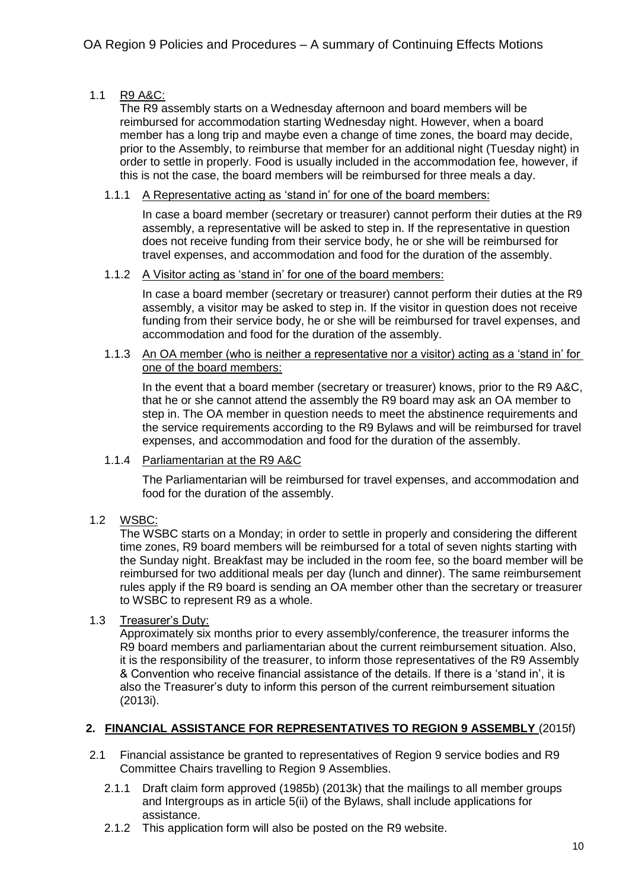### 1.1 R9 A&C:

The R9 assembly starts on a Wednesday afternoon and board members will be reimbursed for accommodation starting Wednesday night. However, when a board member has a long trip and maybe even a change of time zones, the board may decide, prior to the Assembly, to reimburse that member for an additional night (Tuesday night) in order to settle in properly. Food is usually included in the accommodation fee, however, if this is not the case, the board members will be reimbursed for three meals a day.

#### 1.1.1 A Representative acting as 'stand in' for one of the board members:

In case a board member (secretary or treasurer) cannot perform their duties at the R9 assembly, a representative will be asked to step in. If the representative in question does not receive funding from their service body, he or she will be reimbursed for travel expenses, and accommodation and food for the duration of the assembly.

#### 1.1.2 A Visitor acting as 'stand in' for one of the board members:

In case a board member (secretary or treasurer) cannot perform their duties at the R9 assembly, a visitor may be asked to step in. If the visitor in question does not receive funding from their service body, he or she will be reimbursed for travel expenses, and accommodation and food for the duration of the assembly.

#### 1.1.3 An OA member (who is neither a representative nor a visitor) acting as a 'stand in' for one of the board members:

In the event that a board member (secretary or treasurer) knows, prior to the R9 A&C, that he or she cannot attend the assembly the R9 board may ask an OA member to step in. The OA member in question needs to meet the abstinence requirements and the service requirements according to the R9 Bylaws and will be reimbursed for travel expenses, and accommodation and food for the duration of the assembly.

#### 1.1.4 Parliamentarian at the R9 A&C

The Parliamentarian will be reimbursed for travel expenses, and accommodation and food for the duration of the assembly.

### 1.2 WSBC:

The WSBC starts on a Monday; in order to settle in properly and considering the different time zones, R9 board members will be reimbursed for a total of seven nights starting with the Sunday night. Breakfast may be included in the room fee, so the board member will be reimbursed for two additional meals per day (lunch and dinner). The same reimbursement rules apply if the R9 board is sending an OA member other than the secretary or treasurer to WSBC to represent R9 as a whole.

### 1.3 Treasurer's Duty:

Approximately six months prior to every assembly/conference, the treasurer informs the R9 board members and parliamentarian about the current reimbursement situation. Also, it is the responsibility of the treasurer, to inform those representatives of the R9 Assembly & Convention who receive financial assistance of the details. If there is a 'stand in', it is also the Treasurer's duty to inform this person of the current reimbursement situation (2013i).

## 2. FINANCIAL ASSISTANCE FOR REPRESENTATIVES TO REGION 9 ASSEMBLY (2015f)

2.1 Financial assistance be granted to representatives of Region 9 service bodies and R9 Committee Chairs travelling to Region 9 Assemblies.

2.1.1 Draft claim form approved (1985b) (2013k) that the mailings to all member groups and Intergroups as in article 5(ii) of the Bylaws, shall include applications for assistance.

2.1.2 This application form will also be posted on the R9 website.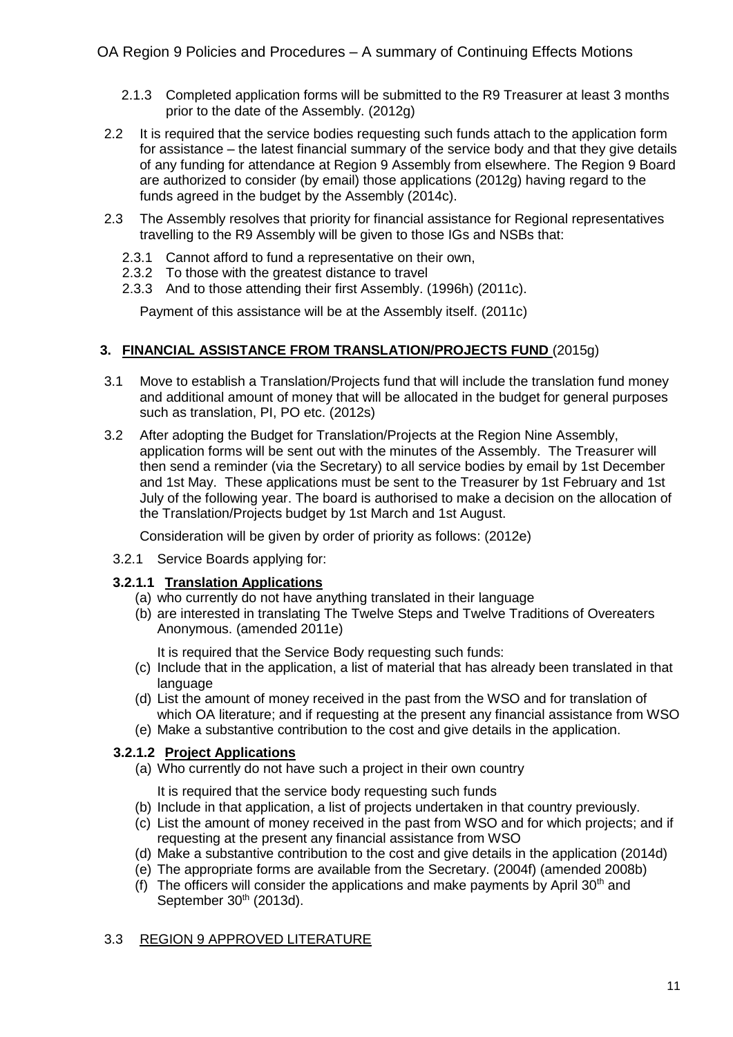2.1.3 Completed application forms will be submitted to the R9 Treasurer at least 3 months prior to the date of the Assembly. (2012g)

2.2 It is required that the service bodies requesting such funds attach to the application form for assistance – the latest financial summary of the service body and that they give details of any funding for attendance at Region 9 Assembly from elsewhere. The Region 9 Board are authorized to consider (by email) those applications (2012g) having regard to the funds agreed in the budget by the Assembly (2014c).

2.3 The Assembly resolves that priority for financial assistance for Regional representatives travelling to the R9 Assembly will be given to those IGs and NSBs that:

2.3.1 Cannot afford to fund a representative on their own,

2.3.2 To those with the greatest distance to travel

2.3.3 And to those attending their first Assembly. (1996h) (2011c).

Payment of this assistance will be at the Assembly itself. (2011c)

## 3. FINANCIAL ASSISTANCE FROM TRANSLATION/PROJECTS FUND (2015g)

3.1 Move to establish a Translation/Projects fund that will include the translation fund money and additional amount of money that will be allocated in the budget for general purposes such as translation, PI, PO etc. (2012s)

3.2 After adopting the Budget for Translation/Projects at the Region Nine Assembly, application forms will be sent out with the minutes of the Assembly. The Treasurer will then send a reminder (via the Secretary) to all service bodies by email by 1st December and 1st May. These applications must be sent to the Treasurer by 1st February and 1st July of the following year. The board is authorised to make a decision on the allocation of the Translation/Projects budget by 1st March and 1st August.

Consideration will be given by order of priority as follows: (2012e)

3.2.1 Service Boards applying for:

### 3.2.1.1 Translation Applications

(a) who currently do not have anything translated in their language

(b) are interested in translating The Twelve Steps and Twelve Traditions of Overeaters Anonymous. (amended 2011e)

It is required that the Service Body requesting such funds:

(c) Include that in the application, a list of material that has already been translated in that language

(d) List the amount of money received in the past from the WSO and for translation of which OA literature; and if requesting at the present any financial assistance from WSO

(e) Make a substantive contribution to the cost and give details in the application.

### 3.2.1.2 Project Applications

(a) Who currently do not have such a project in their own country

It is required that the service body requesting such funds

(b) Include in that application, a list of projects undertaken in that country previously.

(c) List the amount of money received in the past from WSO and for which projects; and if requesting at the present any financial assistance from WSO

(d) Make a substantive contribution to the cost and give details in the application (2014d)

(e) The appropriate forms are available from the Secretary. (2004f) (amended 2008b)

(f) The officers will consider the applications and make payments by April 30th and September 30th (2013d).

3.3 REGION 9 APPROVED LITERATURE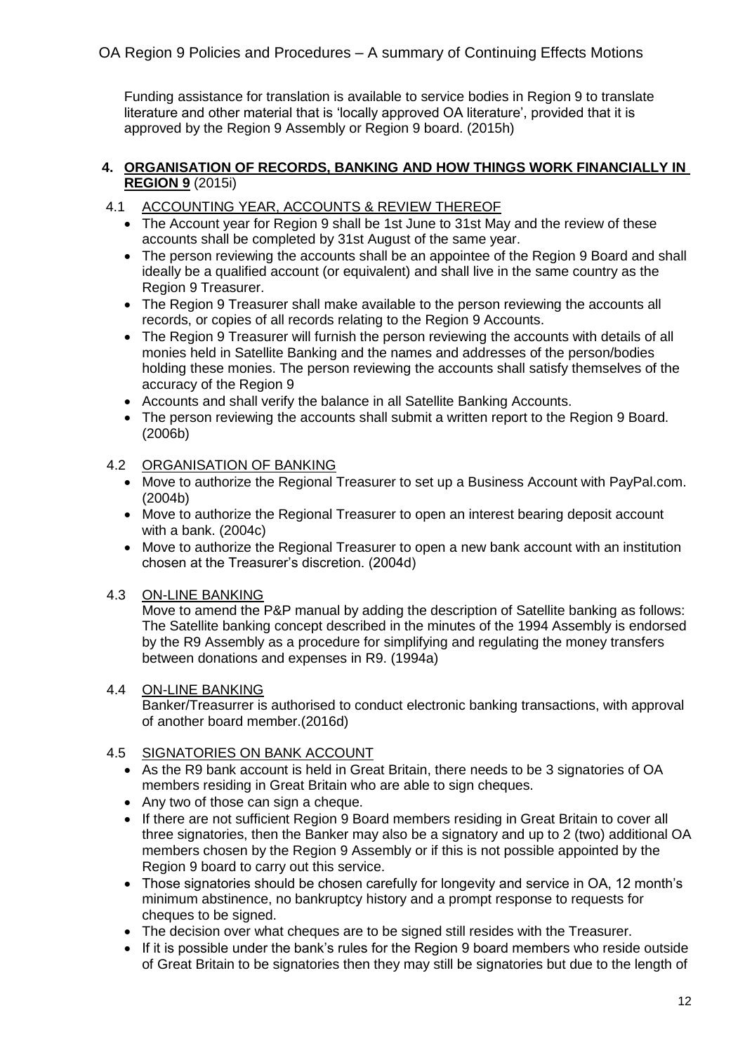Funding assistance for translation is available to service bodies in Region 9 to translate literature and other material that is 'locally approved OA literature', provided that it is approved by the Region 9 Assembly or Region 9 board. (2015h)

## 4. **<u>ORGANISATION OF RECORDS, BANKING AND HOW THINGS WORK FINANCIALLY IN REGION 9</u>** (2015i)

### 4.1 <u>ACCOUNTING YEAR, ACCOUNTS & REVIEW THEREOF</u>

- The Account year for Region 9 shall be 1st June to 31st May and the review of these accounts shall be completed by 31st August of the same year.
- The person reviewing the accounts shall be an appointee of the Region 9 Board and shall ideally be a qualified account (or equivalent) and shall live in the same country as the Region 9 Treasurer.
- The Region 9 Treasurer shall make available to the person reviewing the accounts all records, or copies of all records relating to the Region 9 Accounts.
- The Region 9 Treasurer will furnish the person reviewing the accounts with details of all monies held in Satellite Banking and the names and addresses of the person/bodies holding these monies. The person reviewing the accounts shall satisfy themselves of the accuracy of the Region 9
- Accounts and shall verify the balance in all Satellite Banking Accounts.
- The person reviewing the accounts shall submit a written report to the Region 9 Board. (2006b)

### 4.2 <u>ORGANISATION OF BANKING</u>

- Move to authorize the Regional Treasurer to set up a Business Account with PayPal.com. (2004b)
- Move to authorize the Regional Treasurer to open an interest bearing deposit account with a bank. (2004c)
- Move to authorize the Regional Treasurer to open a new bank account with an institution chosen at the Treasurer's discretion. (2004d)

### 4.3 <u>ON-LINE BANKING</u>

Move to amend the P&P manual by adding the description of Satellite banking as follows: The Satellite banking concept described in the minutes of the 1994 Assembly is endorsed by the R9 Assembly as a procedure for simplifying and regulating the money transfers between donations and expenses in R9. (1994a)

### 4.4 <u>ON-LINE BANKING</u>

Banker/Treasurrer is authorised to conduct electronic banking transactions, with approval of another board member.(2016d)

### 4.5 <u>SIGNATORIES ON BANK ACCOUNT</u>

- As the R9 bank account is held in Great Britain, there needs to be 3 signatories of OA members residing in Great Britain who are able to sign cheques.
- Any two of those can sign a cheque.
- If there are not sufficient Region 9 Board members residing in Great Britain to cover all three signatories, then the Banker may also be a signatory and up to 2 (two) additional OA members chosen by the Region 9 Assembly or if this is not possible appointed by the Region 9 board to carry out this service.
- Those signatories should be chosen carefully for longevity and service in OA, 12 month's minimum abstinence, no bankruptcy history and a prompt response to requests for cheques to be signed.
- The decision over what cheques are to be signed still resides with the Treasurer.
- If it is possible under the bank's rules for the Region 9 board members who reside outside of Great Britain to be signatories then they may still be signatories but due to the length of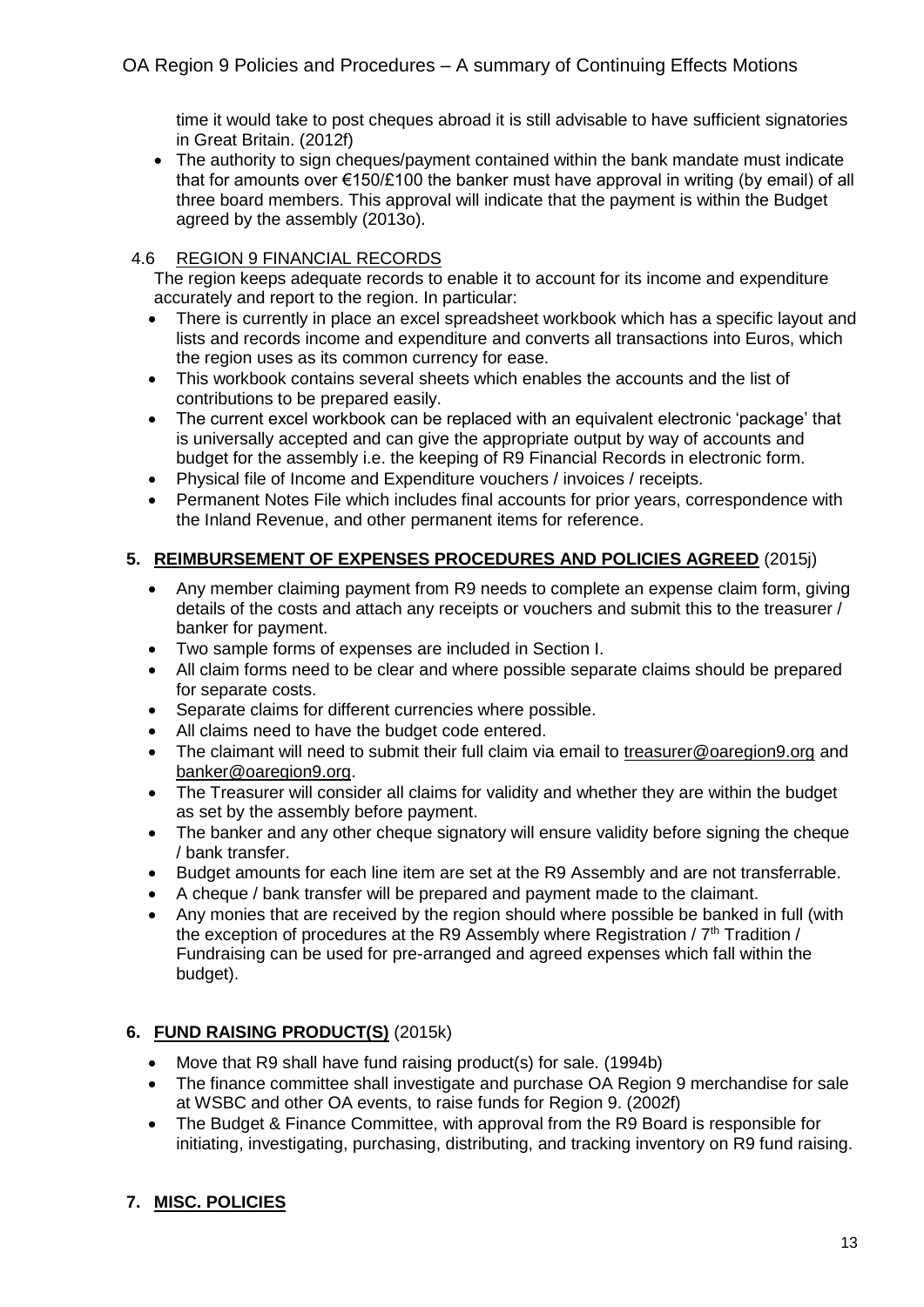time it would take to post cheques abroad it is still advisable to have sufficient signatories in Great Britain. (2012f)

- The authority to sign cheques/payment contained within the bank mandate must indicate that for amounts over €150/£100 the banker must have approval in writing (by email) of all three board members. This approval will indicate that the payment is within the Budget agreed by the assembly (2013o).

### 4.6 REGION 9 FINANCIAL RECORDS

The region keeps adequate records to enable it to account for its income and expenditure accurately and report to the region. In particular:

- There is currently in place an excel spreadsheet workbook which has a specific layout and lists and records income and expenditure and converts all transactions into Euros, which the region uses as its common currency for ease.
- This workbook contains several sheets which enables the accounts and the list of contributions to be prepared easily.
- The current excel workbook can be replaced with an equivalent electronic 'package' that is universally accepted and can give the appropriate output by way of accounts and budget for the assembly i.e. the keeping of R9 Financial Records in electronic form.
- Physical file of Income and Expenditure vouchers / invoices / receipts.
- Permanent Notes File which includes final accounts for prior years, correspondence with the Inland Revenue, and other permanent items for reference.

## 5. REIMBURSEMENT OF EXPENSES PROCEDURES AND POLICIES AGREED (2015j)

- Any member claiming payment from R9 needs to complete an expense claim form, giving details of the costs and attach any receipts or vouchers and submit this to the treasurer / banker for payment.
- Two sample forms of expenses are included in Section I.
- All claim forms need to be clear and where possible separate claims should be prepared for separate costs.
- Separate claims for different currencies where possible.
- All claims need to have the budget code entered.
- The claimant will need to submit their full claim via email to treasurer@oaregion9.org and banker@oaregion9.org.
- The Treasurer will consider all claims for validity and whether they are within the budget as set by the assembly before payment.
- The banker and any other cheque signatory will ensure validity before signing the cheque / bank transfer.
- Budget amounts for each line item are set at the R9 Assembly and are not transferrable.
- A cheque / bank transfer will be prepared and payment made to the claimant.
- Any monies that are received by the region should where possible be banked in full (with the exception of procedures at the R9 Assembly where Registration / 7th Tradition / Fundraising can be used for pre-arranged and agreed expenses which fall within the budget).

## 6. FUND RAISING PRODUCT(S) (2015k)

- Move that R9 shall have fund raising product(s) for sale. (1994b)
- The finance committee shall investigate and purchase OA Region 9 merchandise for sale at WSBC and other OA events, to raise funds for Region 9. (2002f)
- The Budget & Finance Committee, with approval from the R9 Board is responsible for initiating, investigating, purchasing, distributing, and tracking inventory on R9 fund raising.

## 7. MISC. POLICIES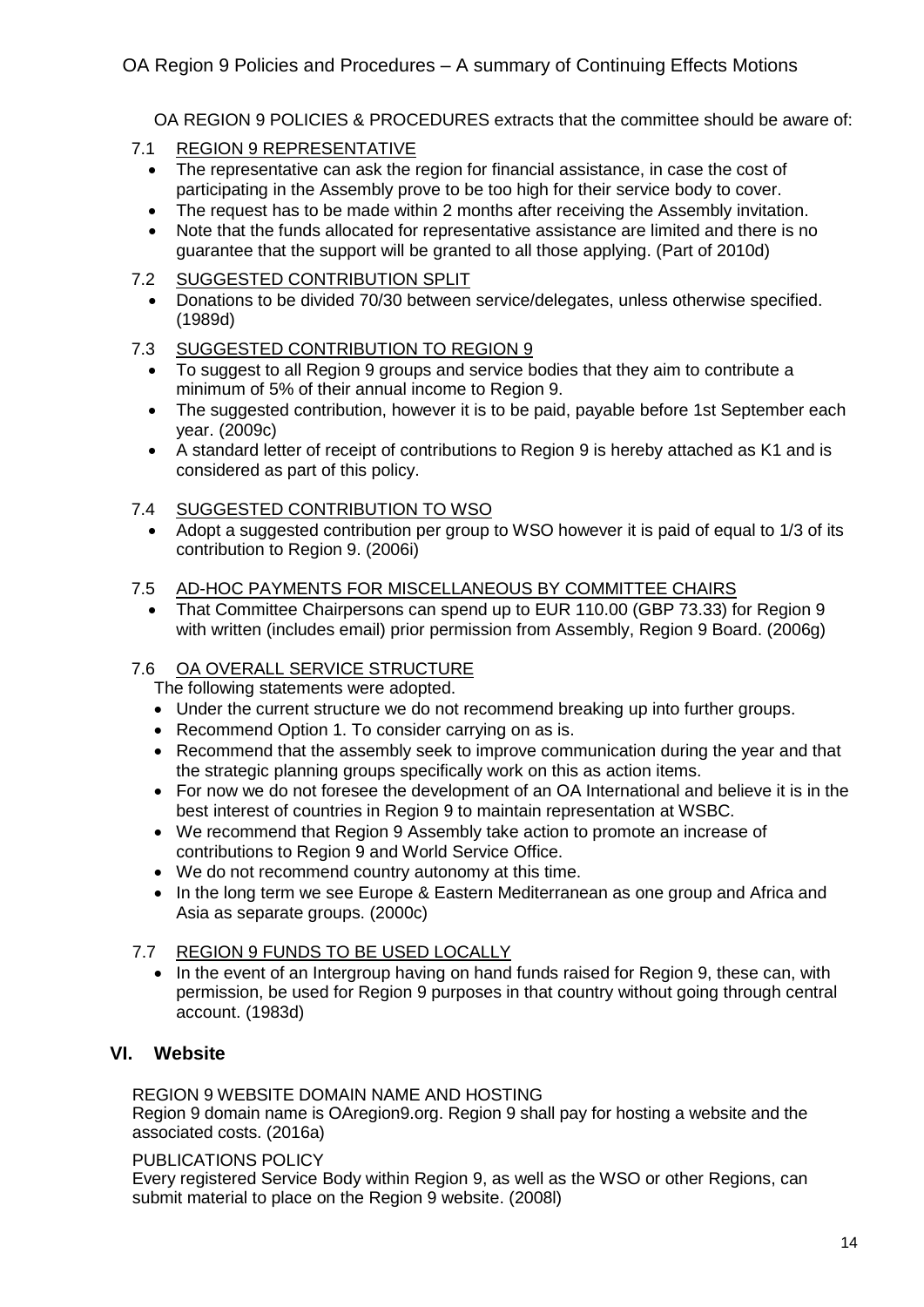OA REGION 9 POLICIES & PROCEDURES extracts that the committee should be aware of:

7.1 REGION 9 REPRESENTATIVE

- The representative can ask the region for financial assistance, in case the cost of participating in the Assembly prove to be too high for their service body to cover.
- The request has to be made within 2 months after receiving the Assembly invitation.
- Note that the funds allocated for representative assistance are limited and there is no guarantee that the support will be granted to all those applying. (Part of 2010d)

7.2 SUGGESTED CONTRIBUTION SPLIT

- Donations to be divided 70/30 between service/delegates, unless otherwise specified. (1989d)

7.3 SUGGESTED CONTRIBUTION TO REGION 9

- To suggest to all Region 9 groups and service bodies that they aim to contribute a minimum of 5% of their annual income to Region 9.
- The suggested contribution, however it is to be paid, payable before 1st September each year. (2009c)
- A standard letter of receipt of contributions to Region 9 is hereby attached as K1 and is considered as part of this policy.

7.4 SUGGESTED CONTRIBUTION TO WSO

- Adopt a suggested contribution per group to WSO however it is paid of equal to 1/3 of its contribution to Region 9. (2006i)

7.5 AD-HOC PAYMENTS FOR MISCELLANEOUS BY COMMITTEE CHAIRS

- That Committee Chairpersons can spend up to EUR 110.00 (GBP 73.33) for Region 9 with written (includes email) prior permission from Assembly, Region 9 Board. (2006g)

7.6 OA OVERALL SERVICE STRUCTURE

The following statements were adopted.

- Under the current structure we do not recommend breaking up into further groups.
- Recommend Option 1. To consider carrying on as is.
- Recommend that the assembly seek to improve communication during the year and that the strategic planning groups specifically work on this as action items.
- For now we do not foresee the development of an OA International and believe it is in the best interest of countries in Region 9 to maintain representation at WSBC.
- We recommend that Region 9 Assembly take action to promote an increase of contributions to Region 9 and World Service Office.
- We do not recommend country autonomy at this time.
- In the long term we see Europe & Eastern Mediterranean as one group and Africa and Asia as separate groups. (2000c)

7.7 REGION 9 FUNDS TO BE USED LOCALLY

- In the event of an Intergroup having on hand funds raised for Region 9, these can, with permission, be used for Region 9 purposes in that country without going through central account. (1983d)

## VI. Website

REGION 9 WEBSITE DOMAIN NAME AND HOSTING

Region 9 domain name is OAregion9.org. Region 9 shall pay for hosting a website and the associated costs. (2016a)

PUBLICATIONS POLICY

Every registered Service Body within Region 9, as well as the WSO or other Regions, can submit material to place on the Region 9 website. (2008l)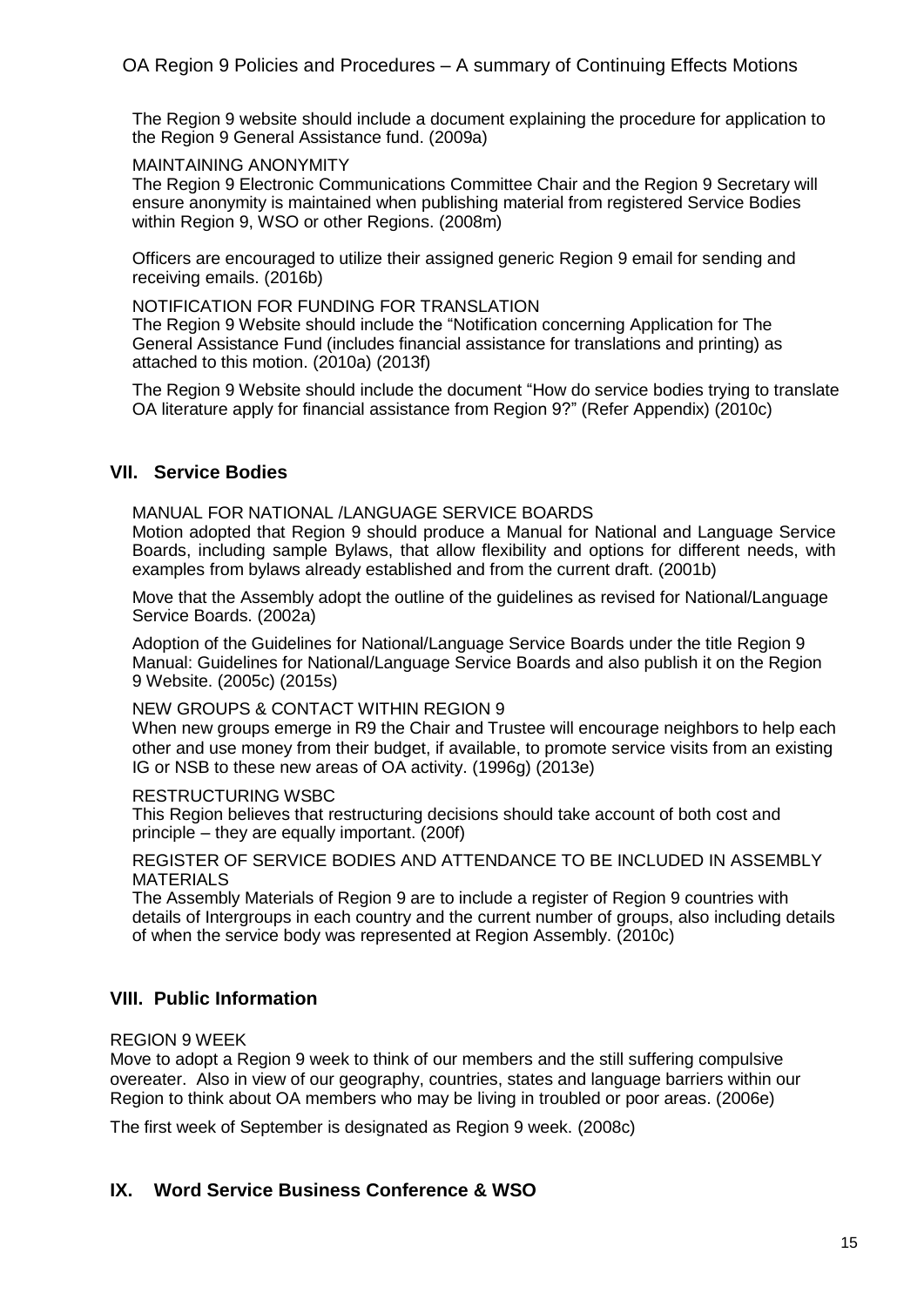The Region 9 website should include a document explaining the procedure for application to the Region 9 General Assistance fund. (2009a)

MAINTAINING ANONYMITY

The Region 9 Electronic Communications Committee Chair and the Region 9 Secretary will ensure anonymity is maintained when publishing material from registered Service Bodies within Region 9, WSO or other Regions. (2008m)

Officers are encouraged to utilize their assigned generic Region 9 email for sending and receiving emails. (2016b)

NOTIFICATION FOR FUNDING FOR TRANSLATION

The Region 9 Website should include the "Notification concerning Application for The General Assistance Fund (includes financial assistance for translations and printing) as attached to this motion. (2010a) (2013f)

The Region 9 Website should include the document "How do service bodies trying to translate OA literature apply for financial assistance from Region 9?" (Refer Appendix) (2010c)

## VII. Service Bodies

MANUAL FOR NATIONAL /LANGUAGE SERVICE BOARDS

Motion adopted that Region 9 should produce a Manual for National and Language Service Boards, including sample Bylaws, that allow flexibility and options for different needs, with examples from bylaws already established and from the current draft. (2001b)

Move that the Assembly adopt the outline of the guidelines as revised for National/Language Service Boards. (2002a)

Adoption of the Guidelines for National/Language Service Boards under the title Region 9 Manual: Guidelines for National/Language Service Boards and also publish it on the Region 9 Website. (2005c) (2015s)

NEW GROUPS & CONTACT WITHIN REGION 9

When new groups emerge in R9 the Chair and Trustee will encourage neighbors to help each other and use money from their budget, if available, to promote service visits from an existing IG or NSB to these new areas of OA activity. (1996g) (2013e)

RESTRUCTURING WSBC

This Region believes that restructuring decisions should take account of both cost and principle – they are equally important. (200f)

REGISTER OF SERVICE BODIES AND ATTENDANCE TO BE INCLUDED IN ASSEMBLY MATERIALS

The Assembly Materials of Region 9 are to include a register of Region 9 countries with details of Intergroups in each country and the current number of groups, also including details of when the service body was represented at Region Assembly. (2010c)

## VIII. Public Information

REGION 9 WEEK

Move to adopt a Region 9 week to think of our members and the still suffering compulsive overeater. Also in view of our geography, countries, states and language barriers within our Region to think about OA members who may be living in troubled or poor areas. (2006e)

The first week of September is designated as Region 9 week. (2008c)

## IX. Word Service Business Conference & WSO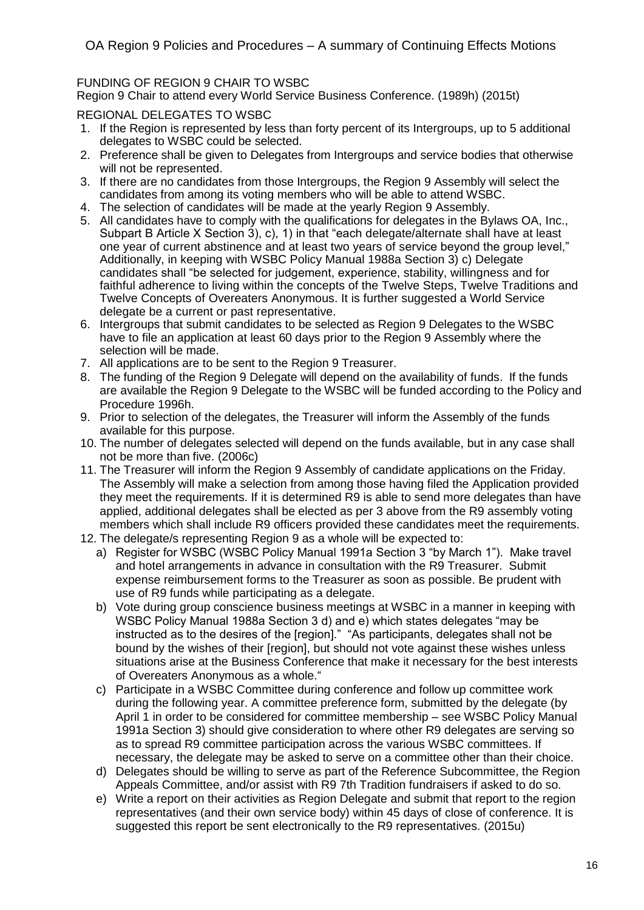FUNDING OF REGION 9 CHAIR TO WSBC

Region 9 Chair to attend every World Service Business Conference. (1989h) (2015t)

REGIONAL DELEGATES TO WSBC

1. If the Region is represented by less than forty percent of its Intergroups, up to 5 additional delegates to WSBC could be selected.
2. Preference shall be given to Delegates from Intergroups and service bodies that otherwise will not be represented.
3. If there are no candidates from those Intergroups, the Region 9 Assembly will select the candidates from among its voting members who will be able to attend WSBC.
4. The selection of candidates will be made at the yearly Region 9 Assembly.
5. All candidates have to comply with the qualifications for delegates in the Bylaws OA, Inc., Subpart B Article X Section 3), c), 1) in that "each delegate/alternate shall have at least one year of current abstinence and at least two years of service beyond the group level," Additionally, in keeping with WSBC Policy Manual 1988a Section 3) c) Delegate candidates shall "be selected for judgement, experience, stability, willingness and for faithful adherence to living within the concepts of the Twelve Steps, Twelve Traditions and Twelve Concepts of Overeaters Anonymous. It is further suggested a World Service delegate be a current or past representative.
6. Intergroups that submit candidates to be selected as Region 9 Delegates to the WSBC have to file an application at least 60 days prior to the Region 9 Assembly where the selection will be made.
7. All applications are to be sent to the Region 9 Treasurer.
8. The funding of the Region 9 Delegate will depend on the availability of funds. If the funds are available the Region 9 Delegate to the WSBC will be funded according to the Policy and Procedure 1996h.
9. Prior to selection of the delegates, the Treasurer will inform the Assembly of the funds available for this purpose.
10. The number of delegates selected will depend on the funds available, but in any case shall not be more than five. (2006c)
11. The Treasurer will inform the Region 9 Assembly of candidate applications on the Friday. The Assembly will make a selection from among those having filed the Application provided they meet the requirements. If it is determined R9 is able to send more delegates than have applied, additional delegates shall be elected as per 3 above from the R9 assembly voting members which shall include R9 officers provided these candidates meet the requirements.
12. The delegate/s representing Region 9 as a whole will be expected to:
    a) Register for WSBC (WSBC Policy Manual 1991a Section 3 "by March 1"). Make travel and hotel arrangements in advance in consultation with the R9 Treasurer. Submit expense reimbursement forms to the Treasurer as soon as possible. Be prudent with use of R9 funds while participating as a delegate.
    b) Vote during group conscience business meetings at WSBC in a manner in keeping with WSBC Policy Manual 1988a Section 3 d) and e) which states delegates "may be instructed as to the desires of the [region]." "As participants, delegates shall not be bound by the wishes of their [region], but should not vote against these wishes unless situations arise at the Business Conference that make it necessary for the best interests of Overeaters Anonymous as a whole."
    c) Participate in a WSBC Committee during conference and follow up committee work during the following year. A committee preference form, submitted by the delegate (by April 1 in order to be considered for committee membership – see WSBC Policy Manual 1991a Section 3) should give consideration to where other R9 delegates are serving so as to spread R9 committee participation across the various WSBC committees. If necessary, the delegate may be asked to serve on a committee other than their choice.
    d) Delegates should be willing to serve as part of the Reference Subcommittee, the Region Appeals Committee, and/or assist with R9 7th Tradition fundraisers if asked to do so.
    e) Write a report on their activities as Region Delegate and submit that report to the region representatives (and their own service body) within 45 days of close of conference. It is suggested this report be sent electronically to the R9 representatives. (2015u)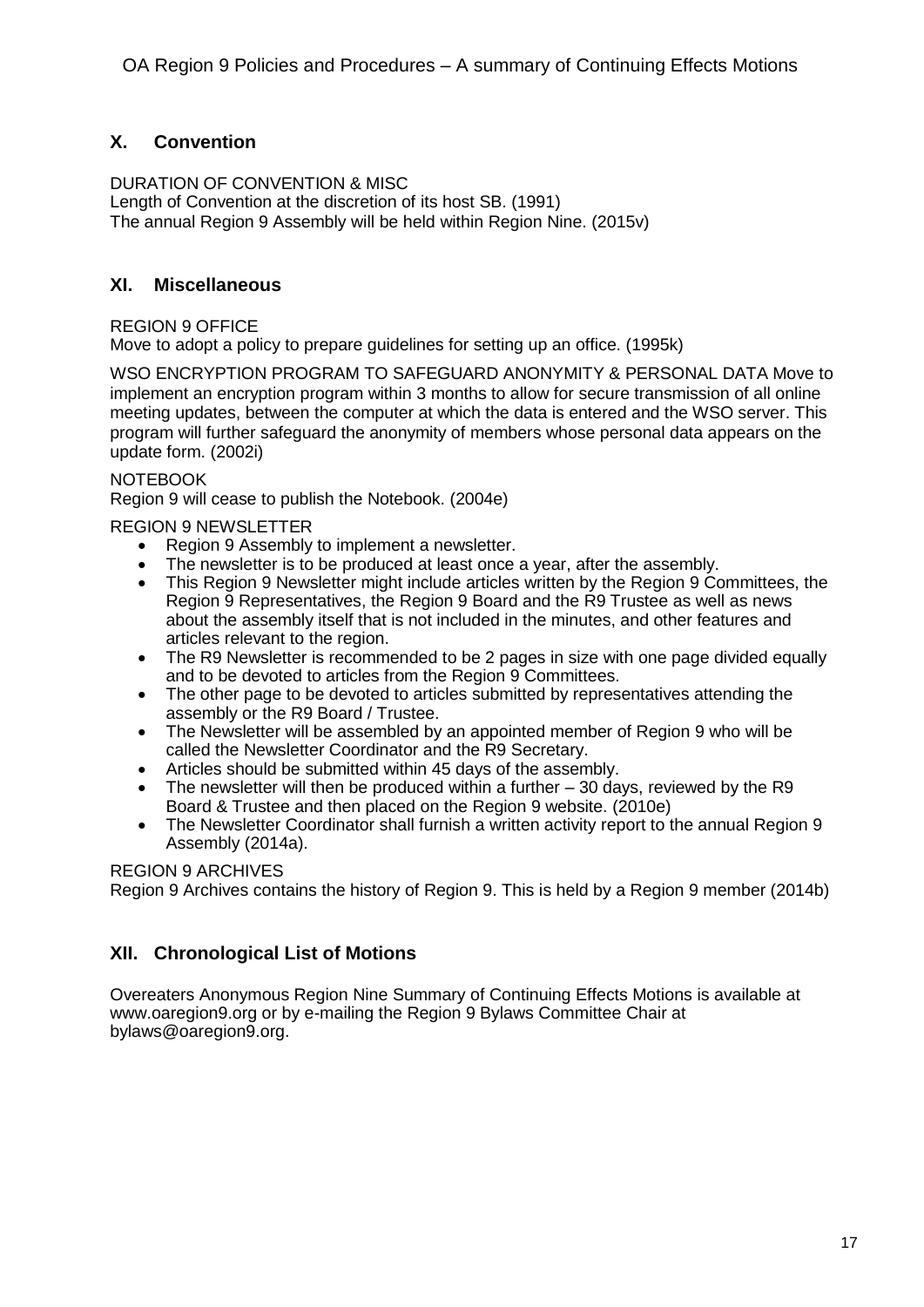## X. Convention

DURATION OF CONVENTION & MISC
Length of Convention at the discretion of its host SB. (1991)
The annual Region 9 Assembly will be held within Region Nine. (2015v)

## XI. Miscellaneous

REGION 9 OFFICE
Move to adopt a policy to prepare guidelines for setting up an office. (1995k)

WSO ENCRYPTION PROGRAM TO SAFEGUARD ANONYMITY & PERSONAL DATA Move to implement an encryption program within 3 months to allow for secure transmission of all online meeting updates, between the computer at which the data is entered and the WSO server. This program will further safeguard the anonymity of members whose personal data appears on the update form. (2002i)

NOTEBOOK
Region 9 will cease to publish the Notebook. (2004e)

REGION 9 NEWSLETTER

- Region 9 Assembly to implement a newsletter.
- The newsletter is to be produced at least once a year, after the assembly.
- This Region 9 Newsletter might include articles written by the Region 9 Committees, the Region 9 Representatives, the Region 9 Board and the R9 Trustee as well as news about the assembly itself that is not included in the minutes, and other features and articles relevant to the region.
- The R9 Newsletter is recommended to be 2 pages in size with one page divided equally and to be devoted to articles from the Region 9 Committees.
- The other page to be devoted to articles submitted by representatives attending the assembly or the R9 Board / Trustee.
- The Newsletter will be assembled by an appointed member of Region 9 who will be called the Newsletter Coordinator and the R9 Secretary.
- Articles should be submitted within 45 days of the assembly.
- The newsletter will then be produced within a further – 30 days, reviewed by the R9 Board & Trustee and then placed on the Region 9 website. (2010e)
- The Newsletter Coordinator shall furnish a written activity report to the annual Region 9 Assembly (2014a).

REGION 9 ARCHIVES
Region 9 Archives contains the history of Region 9. This is held by a Region 9 member (2014b)

## XII. Chronological List of Motions

Overeaters Anonymous Region Nine Summary of Continuing Effects Motions is available at www.oaregion9.org or by e-mailing the Region 9 Bylaws Committee Chair at bylaws@oaregion9.org.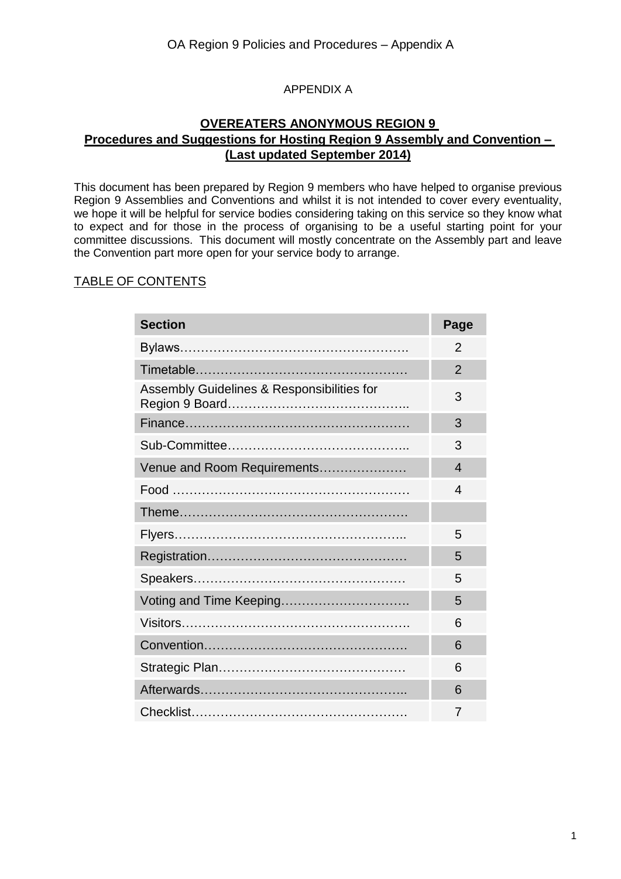APPENDIX A

**OVEREATERS ANONYMOUS REGION 9**
**Procedures and Suggestions for Hosting Region 9 Assembly and Convention – (Last updated September 2014)**

This document has been prepared by Region 9 members who have helped to organise previous Region 9 Assemblies and Conventions and whilst it is not intended to cover every eventuality, we hope it will be helpful for service bodies considering taking on this service so they know what to expect and for those in the process of organising to be a useful starting point for your committee discussions. This document will mostly concentrate on the Assembly part and leave the Convention part more open for your service body to arrange.

TABLE OF CONTENTS

| Section | Page |
|---|---|
| Bylaws………………………………………………. | 2 |
| Timetable…………………………………………… | 2 |
| Assembly Guidelines & Responsibilities for Region 9 Board…………………………………….. | 3 |
| Finance……………………………………………… | 3 |
| Sub-Committee…………………………………….. | 3 |
| Venue and Room Requirements………………… | 4 |
| Food ………………………………………………… | 4 |
| Theme………………………………………………. | |
| Flyers……………………………………………….. | 5 |
| Registration………………………………………… | 5 |
| Speakers…………………………………………… | 5 |
| Voting and Time Keeping…………………………. | 5 |
| Visitors………………………………………………. | 6 |
| Convention…………………………………………. | 6 |
| Strategic Plan………………………………………. | 6 |
| Afterwards………………………………………….. | 6 |
| Checklist……………………………………………. | 7 |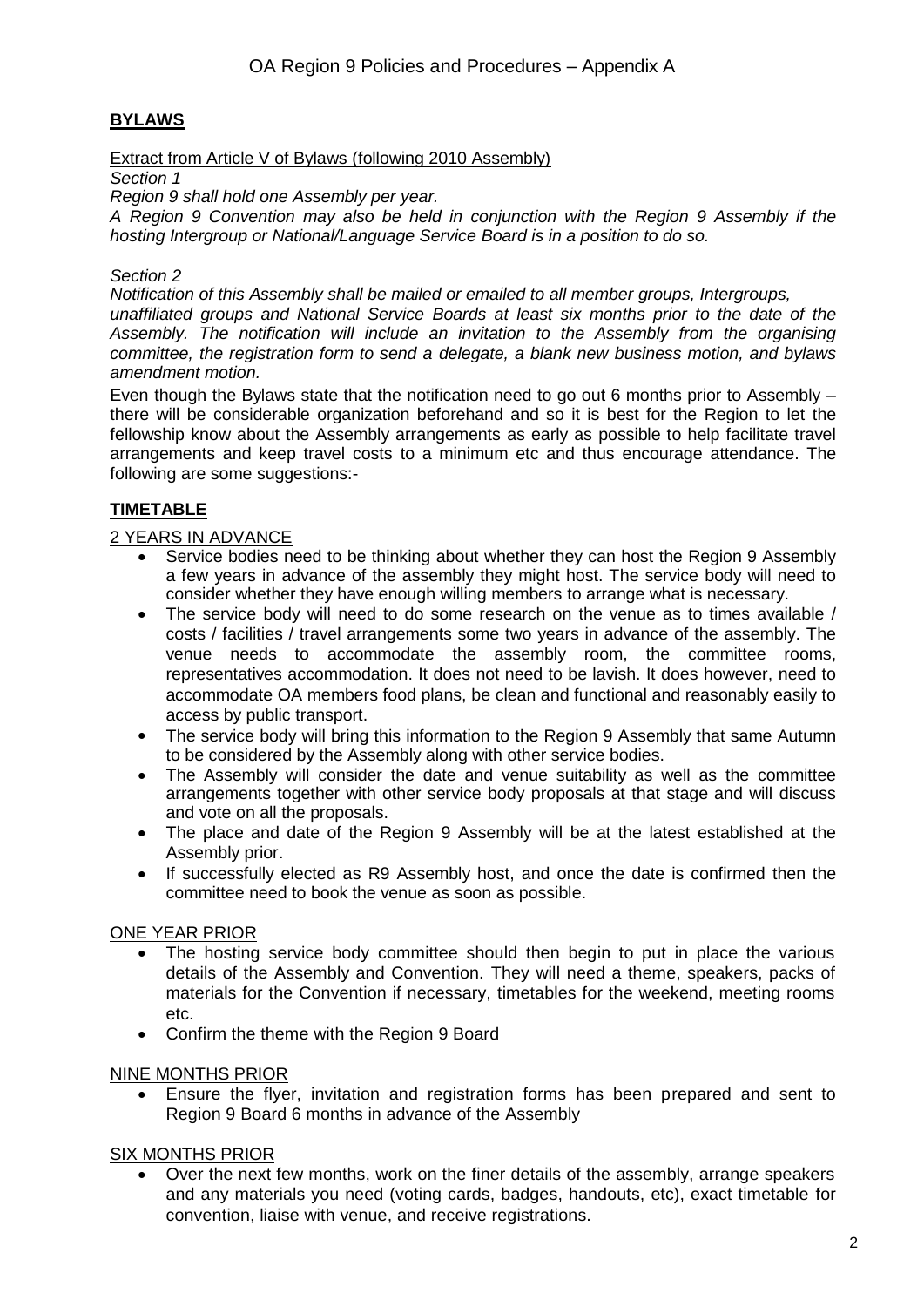## BYLAWS

Extract from Article V of Bylaws (following 2010 Assembly)

*Section 1*

*Region 9 shall hold one Assembly per year.*

*A Region 9 Convention may also be held in conjunction with the Region 9 Assembly if the hosting Intergroup or National/Language Service Board is in a position to do so.*

*Section 2*

*Notification of this Assembly shall be mailed or emailed to all member groups, Intergroups, unaffiliated groups and National Service Boards at least six months prior to the date of the Assembly. The notification will include an invitation to the Assembly from the organising committee, the registration form to send a delegate, a blank new business motion, and bylaws amendment motion.*

Even though the Bylaws state that the notification need to go out 6 months prior to Assembly – there will be considerable organization beforehand and so it is best for the Region to let the fellowship know about the Assembly arrangements as early as possible to help facilitate travel arrangements and keep travel costs to a minimum etc and thus encourage attendance. The following are some suggestions:-

## TIMETABLE

2 YEARS IN ADVANCE

- Service bodies need to be thinking about whether they can host the Region 9 Assembly a few years in advance of the assembly they might host. The service body will need to consider whether they have enough willing members to arrange what is necessary.
- The service body will need to do some research on the venue as to times available / costs / facilities / travel arrangements some two years in advance of the assembly. The venue needs to accommodate the assembly room, the committee rooms, representatives accommodation. It does not need to be lavish. It does however, need to accommodate OA members food plans, be clean and functional and reasonably easily to access by public transport.
- The service body will bring this information to the Region 9 Assembly that same Autumn to be considered by the Assembly along with other service bodies.
- The Assembly will consider the date and venue suitability as well as the committee arrangements together with other service body proposals at that stage and will discuss and vote on all the proposals.
- The place and date of the Region 9 Assembly will be at the latest established at the Assembly prior.
- If successfully elected as R9 Assembly host, and once the date is confirmed then the committee need to book the venue as soon as possible.

ONE YEAR PRIOR

- The hosting service body committee should then begin to put in place the various details of the Assembly and Convention. They will need a theme, speakers, packs of materials for the Convention if necessary, timetables for the weekend, meeting rooms etc.
- Confirm the theme with the Region 9 Board

NINE MONTHS PRIOR

- Ensure the flyer, invitation and registration forms has been prepared and sent to Region 9 Board 6 months in advance of the Assembly

SIX MONTHS PRIOR

- Over the next few months, work on the finer details of the assembly, arrange speakers and any materials you need (voting cards, badges, handouts, etc), exact timetable for convention, liaise with venue, and receive registrations.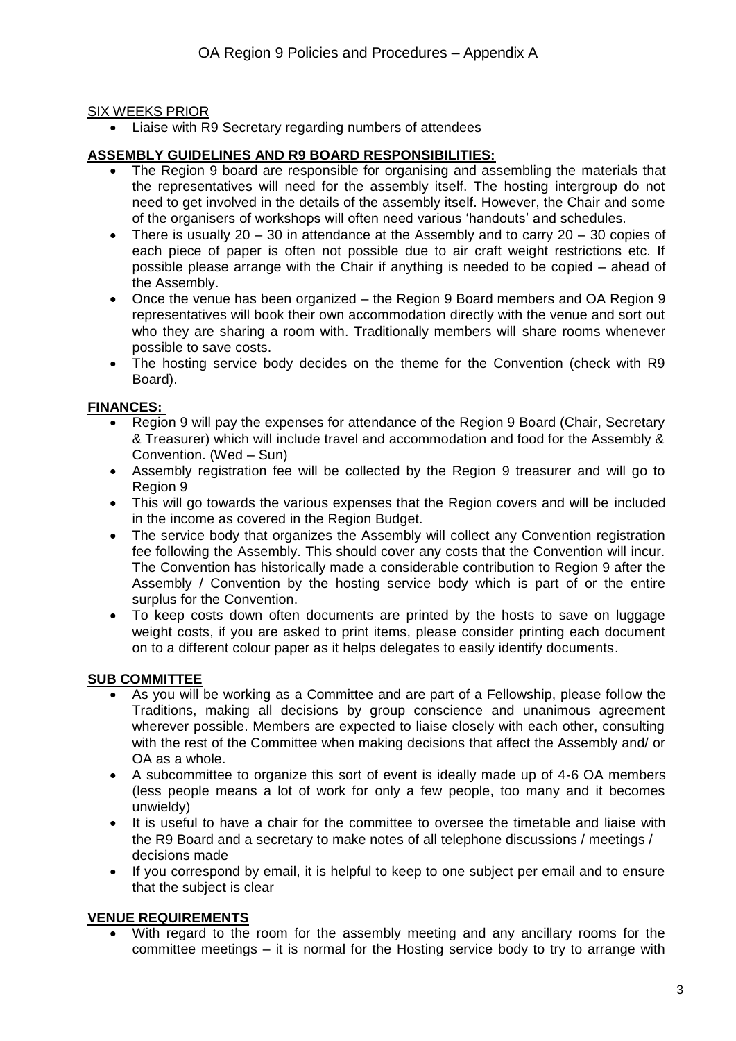SIX WEEKS PRIOR

- Liaise with R9 Secretary regarding numbers of attendees

## ASSEMBLY GUIDELINES AND R9 BOARD RESPONSIBILITIES:

- The Region 9 board are responsible for organising and assembling the materials that the representatives will need for the assembly itself. The hosting intergroup do not need to get involved in the details of the assembly itself. However, the Chair and some of the organisers of workshops will often need various 'handouts' and schedules.
- There is usually 20 – 30 in attendance at the Assembly and to carry 20 – 30 copies of each piece of paper is often not possible due to air craft weight restrictions etc. If possible please arrange with the Chair if anything is needed to be copied – ahead of the Assembly.
- Once the venue has been organized – the Region 9 Board members and OA Region 9 representatives will book their own accommodation directly with the venue and sort out who they are sharing a room with. Traditionally members will share rooms whenever possible to save costs.
- The hosting service body decides on the theme for the Convention (check with R9 Board).

## FINANCES:

- Region 9 will pay the expenses for attendance of the Region 9 Board (Chair, Secretary & Treasurer) which will include travel and accommodation and food for the Assembly & Convention. (Wed – Sun)
- Assembly registration fee will be collected by the Region 9 treasurer and will go to Region 9
- This will go towards the various expenses that the Region covers and will be included in the income as covered in the Region Budget.
- The service body that organizes the Assembly will collect any Convention registration fee following the Assembly. This should cover any costs that the Convention will incur. The Convention has historically made a considerable contribution to Region 9 after the Assembly / Convention by the hosting service body which is part of or the entire surplus for the Convention.
- To keep costs down often documents are printed by the hosts to save on luggage weight costs, if you are asked to print items, please consider printing each document on to a different colour paper as it helps delegates to easily identify documents.

## SUB COMMITTEE

- As you will be working as a Committee and are part of a Fellowship, please follow the Traditions, making all decisions by group conscience and unanimous agreement wherever possible. Members are expected to liaise closely with each other, consulting with the rest of the Committee when making decisions that affect the Assembly and/ or OA as a whole.
- A subcommittee to organize this sort of event is ideally made up of 4-6 OA members (less people means a lot of work for only a few people, too many and it becomes unwieldy)
- It is useful to have a chair for the committee to oversee the timetable and liaise with the R9 Board and a secretary to make notes of all telephone discussions / meetings / decisions made
- If you correspond by email, it is helpful to keep to one subject per email and to ensure that the subject is clear

## VENUE REQUIREMENTS

- With regard to the room for the assembly meeting and any ancillary rooms for the committee meetings – it is normal for the Hosting service body to try to arrange with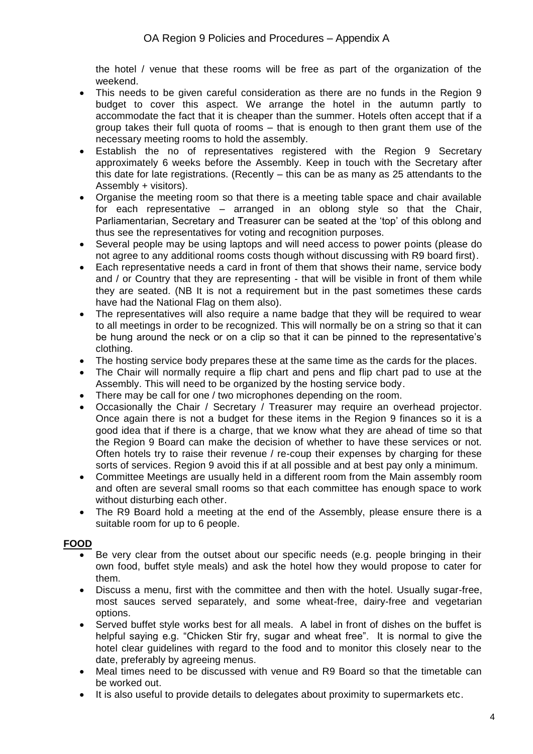the hotel / venue that these rooms will be free as part of the organization of the weekend.

- This needs to be given careful consideration as there are no funds in the Region 9 budget to cover this aspect. We arrange the hotel in the autumn partly to accommodate the fact that it is cheaper than the summer. Hotels often accept that if a group takes their full quota of rooms – that is enough to then grant them use of the necessary meeting rooms to hold the assembly.
- Establish the no of representatives registered with the Region 9 Secretary approximately 6 weeks before the Assembly. Keep in touch with the Secretary after this date for late registrations. (Recently – this can be as many as 25 attendants to the Assembly + visitors).
- Organise the meeting room so that there is a meeting table space and chair available for each representative – arranged in an oblong style so that the Chair, Parliamentarian, Secretary and Treasurer can be seated at the 'top' of this oblong and thus see the representatives for voting and recognition purposes.
- Several people may be using laptops and will need access to power points (please do not agree to any additional rooms costs though without discussing with R9 board first).
- Each representative needs a card in front of them that shows their name, service body and / or Country that they are representing - that will be visible in front of them while they are seated. (NB It is not a requirement but in the past sometimes these cards have had the National Flag on them also).
- The representatives will also require a name badge that they will be required to wear to all meetings in order to be recognized. This will normally be on a string so that it can be hung around the neck or on a clip so that it can be pinned to the representative's clothing.
- The hosting service body prepares these at the same time as the cards for the places.
- The Chair will normally require a flip chart and pens and flip chart pad to use at the Assembly. This will need to be organized by the hosting service body.
- There may be call for one / two microphones depending on the room.
- Occasionally the Chair / Secretary / Treasurer may require an overhead projector. Once again there is not a budget for these items in the Region 9 finances so it is a good idea that if there is a charge, that we know what they are ahead of time so that the Region 9 Board can make the decision of whether to have these services or not. Often hotels try to raise their revenue / re-coup their expenses by charging for these sorts of services. Region 9 avoid this if at all possible and at best pay only a minimum.
- Committee Meetings are usually held in a different room from the Main assembly room and often are several small rooms so that each committee has enough space to work without disturbing each other.
- The R9 Board hold a meeting at the end of the Assembly, please ensure there is a suitable room for up to 6 people.

**FOOD**

- Be very clear from the outset about our specific needs (e.g. people bringing in their own food, buffet style meals) and ask the hotel how they would propose to cater for them.
- Discuss a menu, first with the committee and then with the hotel. Usually sugar-free, most sauces served separately, and some wheat-free, dairy-free and vegetarian options.
- Served buffet style works best for all meals. A label in front of dishes on the buffet is helpful saying e.g. "Chicken Stir fry, sugar and wheat free". It is normal to give the hotel clear guidelines with regard to the food and to monitor this closely near to the date, preferably by agreeing menus.
- Meal times need to be discussed with venue and R9 Board so that the timetable can be worked out.
- It is also useful to provide details to delegates about proximity to supermarkets etc.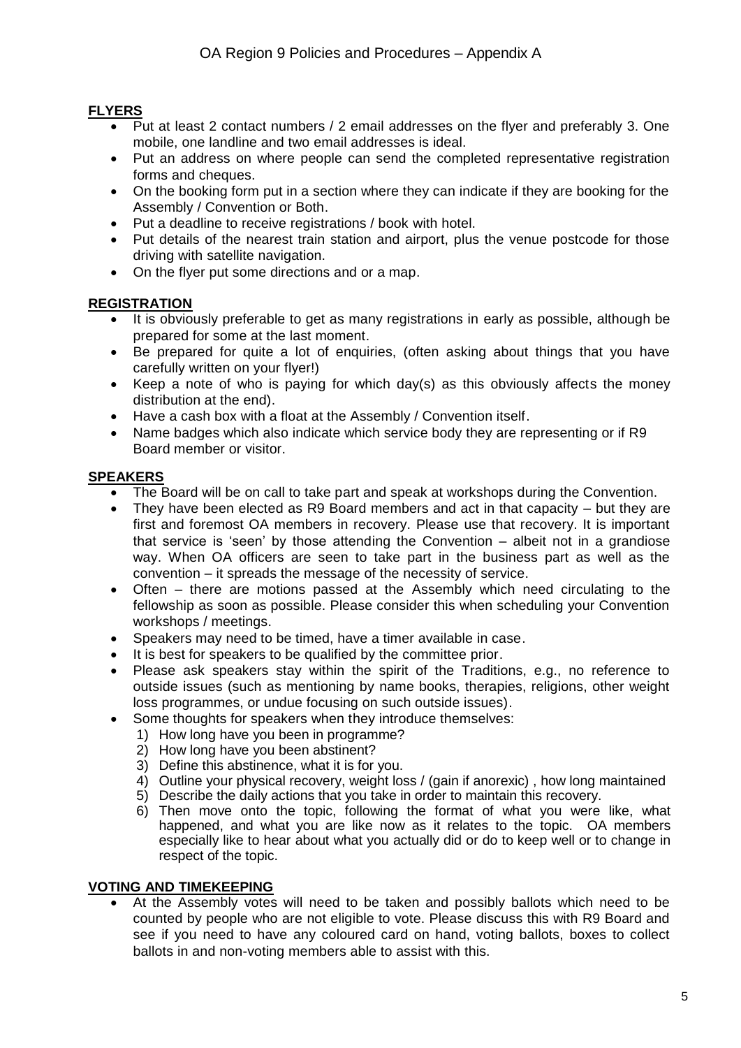## FLYERS

- Put at least 2 contact numbers / 2 email addresses on the flyer and preferably 3. One mobile, one landline and two email addresses is ideal.
- Put an address on where people can send the completed representative registration forms and cheques.
- On the booking form put in a section where they can indicate if they are booking for the Assembly / Convention or Both.
- Put a deadline to receive registrations / book with hotel.
- Put details of the nearest train station and airport, plus the venue postcode for those driving with satellite navigation.
- On the flyer put some directions and or a map.

## REGISTRATION

- It is obviously preferable to get as many registrations in early as possible, although be prepared for some at the last moment.
- Be prepared for quite a lot of enquiries, (often asking about things that you have carefully written on your flyer!)
- Keep a note of who is paying for which day(s) as this obviously affects the money distribution at the end).
- Have a cash box with a float at the Assembly / Convention itself.
- Name badges which also indicate which service body they are representing or if R9 Board member or visitor.

## SPEAKERS

- The Board will be on call to take part and speak at workshops during the Convention.
- They have been elected as R9 Board members and act in that capacity – but they are first and foremost OA members in recovery. Please use that recovery. It is important that service is 'seen' by those attending the Convention – albeit not in a grandiose way. When OA officers are seen to take part in the business part as well as the convention – it spreads the message of the necessity of service.
- Often – there are motions passed at the Assembly which need circulating to the fellowship as soon as possible. Please consider this when scheduling your Convention workshops / meetings.
- Speakers may need to be timed, have a timer available in case.
- It is best for speakers to be qualified by the committee prior.
- Please ask speakers stay within the spirit of the Traditions, e.g., no reference to outside issues (such as mentioning by name books, therapies, religions, other weight loss programmes, or undue focusing on such outside issues).
- Some thoughts for speakers when they introduce themselves:
  1) How long have you been in programme?
  2) How long have you been abstinent?
  3) Define this abstinence, what it is for you.
  4) Outline your physical recovery, weight loss / (gain if anorexic) , how long maintained
  5) Describe the daily actions that you take in order to maintain this recovery.
  6) Then move onto the topic, following the format of what you were like, what happened, and what you are like now as it relates to the topic. OA members especially like to hear about what you actually did or do to keep well or to change in respect of the topic.

## VOTING AND TIMEKEEPING

- At the Assembly votes will need to be taken and possibly ballots which need to be counted by people who are not eligible to vote. Please discuss this with R9 Board and see if you need to have any coloured card on hand, voting ballots, boxes to collect ballots in and non-voting members able to assist with this.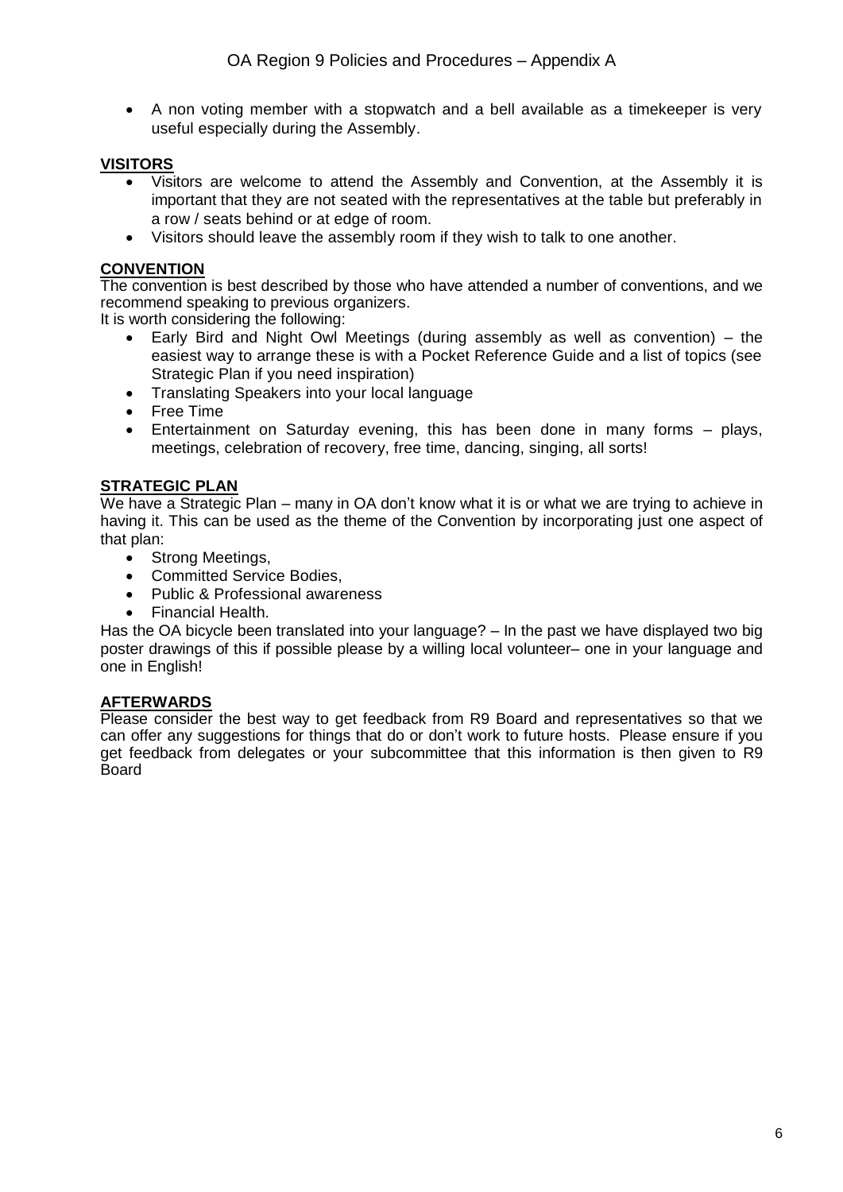- A non voting member with a stopwatch and a bell available as a timekeeper is very useful especially during the Assembly.

**VISITORS**

- Visitors are welcome to attend the Assembly and Convention, at the Assembly it is important that they are not seated with the representatives at the table but preferably in a row / seats behind or at edge of room.
- Visitors should leave the assembly room if they wish to talk to one another.

**CONVENTION**

The convention is best described by those who have attended a number of conventions, and we recommend speaking to previous organizers.
It is worth considering the following:

- Early Bird and Night Owl Meetings (during assembly as well as convention) – the easiest way to arrange these is with a Pocket Reference Guide and a list of topics (see Strategic Plan if you need inspiration)
- Translating Speakers into your local language
- Free Time
- Entertainment on Saturday evening, this has been done in many forms – plays, meetings, celebration of recovery, free time, dancing, singing, all sorts!

**STRATEGIC PLAN**

We have a Strategic Plan – many in OA don't know what it is or what we are trying to achieve in having it. This can be used as the theme of the Convention by incorporating just one aspect of that plan:

- Strong Meetings,
- Committed Service Bodies,
- Public & Professional awareness
- Financial Health.

Has the OA bicycle been translated into your language? – In the past we have displayed two big poster drawings of this if possible please by a willing local volunteer– one in your language and one in English!

**AFTERWARDS**

Please consider the best way to get feedback from R9 Board and representatives so that we can offer any suggestions for things that do or don't work to future hosts. Please ensure if you get feedback from delegates or your subcommittee that this information is then given to R9 Board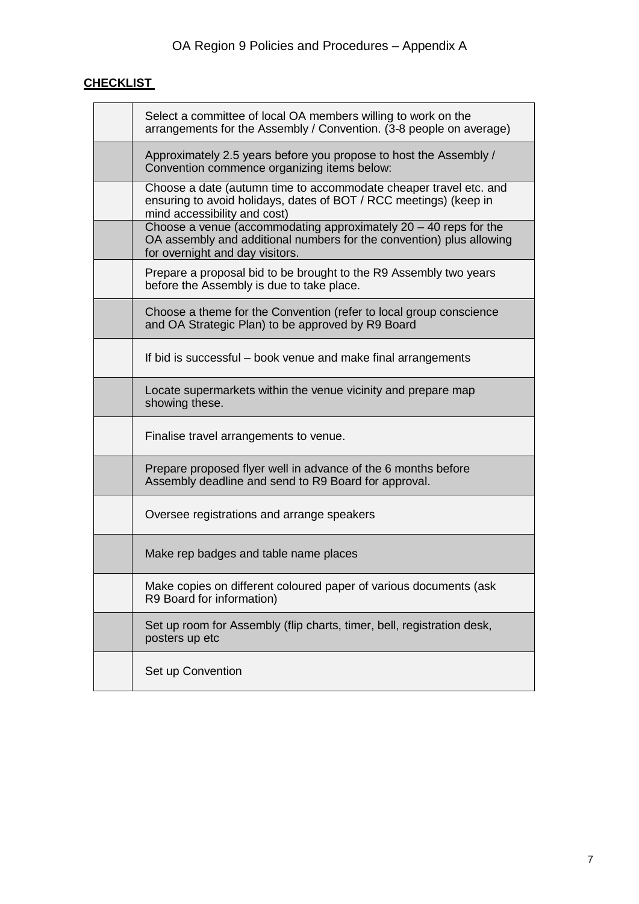**CHECKLIST**

| | |
|---|---|
| | Select a committee of local OA members willing to work on the arrangements for the Assembly / Convention. (3-8 people on average) |
| | Approximately 2.5 years before you propose to host the Assembly / Convention commence organizing items below: |
| | Choose a date (autumn time to accommodate cheaper travel etc. and ensuring to avoid holidays, dates of BOT / RCC meetings) (keep in mind accessibility and cost) |
| | Choose a venue (accommodating approximately 20 – 40 reps for the OA assembly and additional numbers for the convention) plus allowing for overnight and day visitors. |
| | Prepare a proposal bid to be brought to the R9 Assembly two years before the Assembly is due to take place. |
| | Choose a theme for the Convention (refer to local group conscience and OA Strategic Plan) to be approved by R9 Board |
| | If bid is successful – book venue and make final arrangements |
| | Locate supermarkets within the venue vicinity and prepare map showing these. |
| | Finalise travel arrangements to venue. |
| | Prepare proposed flyer well in advance of the 6 months before Assembly deadline and send to R9 Board for approval. |
| | Oversee registrations and arrange speakers |
| | Make rep badges and table name places |
| | Make copies on different coloured paper of various documents (ask R9 Board for information) |
| | Set up room for Assembly (flip charts, timer, bell, registration desk, posters up etc |
| | Set up Convention |